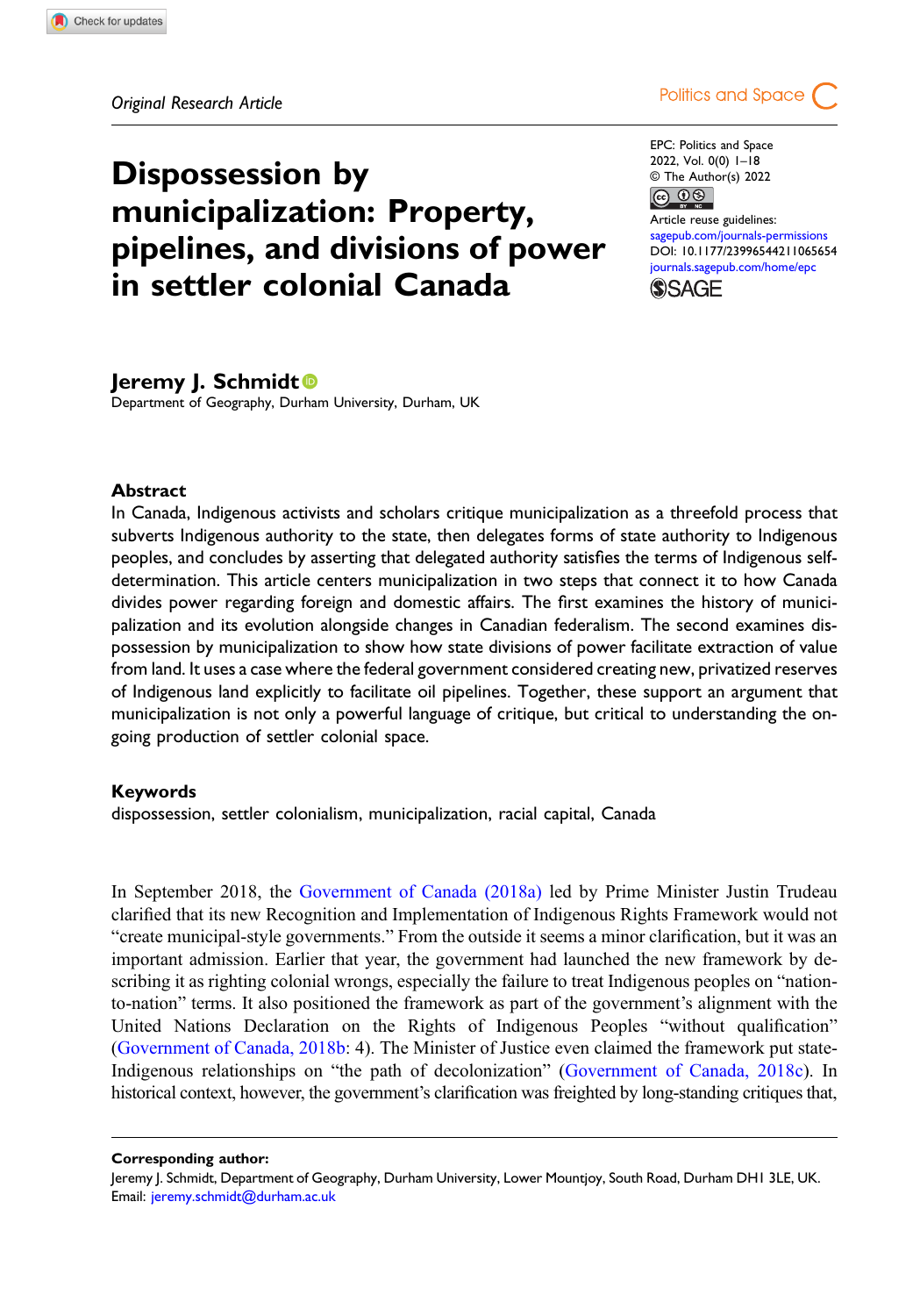Original Research Article

# Dispossession by municipalization: Property, pipelines, and divisions of power in settler colonial Canada

EPC: Politics and Space
2022, Vol. 0(0) 1–18
© The Author(s) 2022
Article reuse guidelines: sagepub.com/journals-permissions
DOI: 10.1177/23996544211065654
journals.sagepub.com/home/epc

**Jeremy J. Schmidt**
Department of Geography, Durham University, Durham, UK

## Abstract

In Canada, Indigenous activists and scholars critique municipalization as a threefold process that subverts Indigenous authority to the state, then delegates forms of state authority to Indigenous peoples, and concludes by asserting that delegated authority satisfies the terms of Indigenous self-determination. This article centers municipalization in two steps that connect it to how Canada divides power regarding foreign and domestic affairs. The first examines the history of municipalization and its evolution alongside changes in Canadian federalism. The second examines dispossession by municipalization to show how state divisions of power facilitate extraction of value from land. It uses a case where the federal government considered creating new, privatized reserves of Indigenous land explicitly to facilitate oil pipelines. Together, these support an argument that municipalization is not only a powerful language of critique, but critical to understanding the ongoing production of settler colonial space.

## Keywords

dispossession, settler colonialism, municipalization, racial capital, Canada

In September 2018, the Government of Canada (2018a) led by Prime Minister Justin Trudeau clarified that its new Recognition and Implementation of Indigenous Rights Framework would not "create municipal-style governments." From the outside it seems a minor clarification, but it was an important admission. Earlier that year, the government had launched the new framework by describing it as righting colonial wrongs, especially the failure to treat Indigenous peoples on "nation-to-nation" terms. It also positioned the framework as part of the government's alignment with the United Nations Declaration on the Rights of Indigenous Peoples "without qualification" (Government of Canada, 2018b: 4). The Minister of Justice even claimed the framework put state-Indigenous relationships on "the path of decolonization" (Government of Canada, 2018c). In historical context, however, the government's clarification was freighted by long-standing critiques that,

**Corresponding author:**
Jeremy J. Schmidt, Department of Geography, Durham University, Lower Mountjoy, South Road, Durham DH1 3LE, UK.
Email: jeremy.schmidt@durham.ac.uk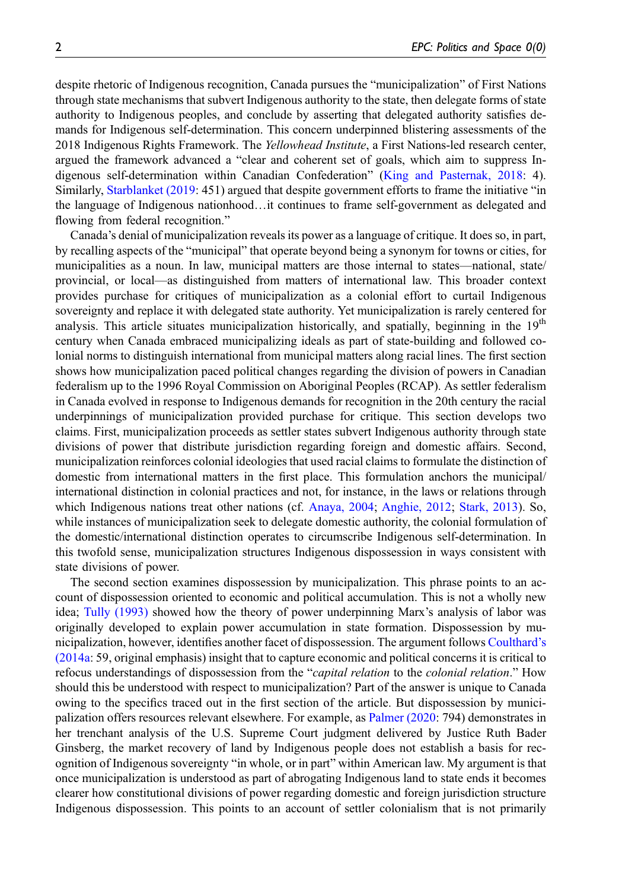despite rhetoric of Indigenous recognition, Canada pursues the "municipalization" of First Nations through state mechanisms that subvert Indigenous authority to the state, then delegate forms of state authority to Indigenous peoples, and conclude by asserting that delegated authority satisfies demands for Indigenous self-determination. This concern underpinned blistering assessments of the 2018 Indigenous Rights Framework. The *Yellowhead Institute*, a First Nations-led research center, argued the framework advanced a "clear and coherent set of goals, which aim to suppress Indigenous self-determination within Canadian Confederation" (King and Pasternak, 2018: 4). Similarly, Starblanket (2019: 451) argued that despite government efforts to frame the initiative "in the language of Indigenous nationhood…it continues to frame self-government as delegated and flowing from federal recognition."

Canada's denial of municipalization reveals its power as a language of critique. It does so, in part, by recalling aspects of the "municipal" that operate beyond being a synonym for towns or cities, for municipalities as a noun. In law, municipal matters are those internal to states—national, state/provincial, or local—as distinguished from matters of international law. This broader context provides purchase for critiques of municipalization as a colonial effort to curtail Indigenous sovereignty and replace it with delegated state authority. Yet municipalization is rarely centered for analysis. This article situates municipalization historically, and spatially, beginning in the 19th century when Canada embraced municipalizing ideals as part of state-building and followed colonial norms to distinguish international from municipal matters along racial lines. The first section shows how municipalization paced political changes regarding the division of powers in Canadian federalism up to the 1996 Royal Commission on Aboriginal Peoples (RCAP). As settler federalism in Canada evolved in response to Indigenous demands for recognition in the 20th century the racial underpinnings of municipalization provided purchase for critique. This section develops two claims. First, municipalization proceeds as settler states subvert Indigenous authority through state divisions of power that distribute jurisdiction regarding foreign and domestic affairs. Second, municipalization reinforces colonial ideologies that used racial claims to formulate the distinction of domestic from international matters in the first place. This formulation anchors the municipal/international distinction in colonial practices and not, for instance, in the laws or relations through which Indigenous nations treat other nations (cf. Anaya, 2004; Anghie, 2012; Stark, 2013). So, while instances of municipalization seek to delegate domestic authority, the colonial formulation of the domestic/international distinction operates to circumscribe Indigenous self-determination. In this twofold sense, municipalization structures Indigenous dispossession in ways consistent with state divisions of power.

The second section examines dispossession by municipalization. This phrase points to an account of dispossession oriented to economic and political accumulation. This is not a wholly new idea; Tully (1993) showed how the theory of power underpinning Marx's analysis of labor was originally developed to explain power accumulation in state formation. Dispossession by municipalization, however, identifies another facet of dispossession. The argument follows Coulthard's (2014a: 59, original emphasis) insight that to capture economic and political concerns it is critical to refocus understandings of dispossession from the "*capital relation* to the *colonial relation*." How should this be understood with respect to municipalization? Part of the answer is unique to Canada owing to the specifics traced out in the first section of the article. But dispossession by municipalization offers resources relevant elsewhere. For example, as Palmer (2020: 794) demonstrates in her trenchant analysis of the U.S. Supreme Court judgment delivered by Justice Ruth Bader Ginsberg, the market recovery of land by Indigenous people does not establish a basis for recognition of Indigenous sovereignty "in whole, or in part" within American law. My argument is that once municipalization is understood as part of abrogating Indigenous land to state ends it becomes clearer how constitutional divisions of power regarding domestic and foreign jurisdiction structure Indigenous dispossession. This points to an account of settler colonialism that is not primarily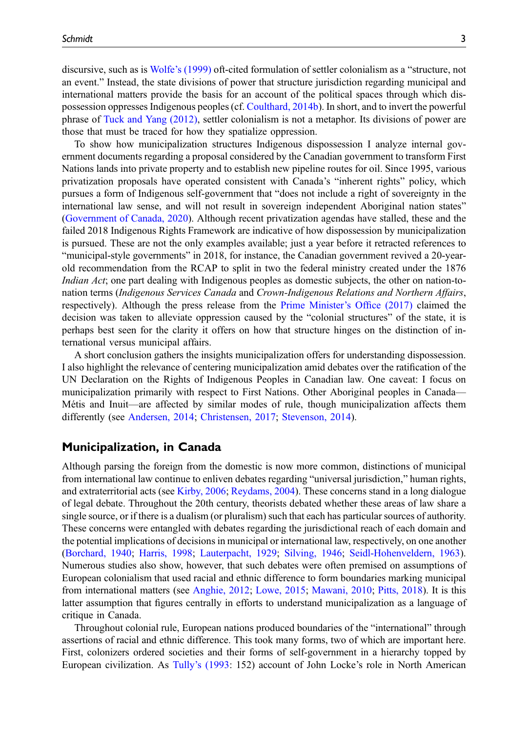discursive, such as is Wolfe's (1999) oft-cited formulation of settler colonialism as a "structure, not an event." Instead, the state divisions of power that structure jurisdiction regarding municipal and international matters provide the basis for an account of the political spaces through which dispossession oppresses Indigenous peoples (cf. Coulthard, 2014b). In short, and to invert the powerful phrase of Tuck and Yang (2012), settler colonialism is not a metaphor. Its divisions of power are those that must be traced for how they spatialize oppression.

To show how municipalization structures Indigenous dispossession I analyze internal government documents regarding a proposal considered by the Canadian government to transform First Nations lands into private property and to establish new pipeline routes for oil. Since 1995, various privatization proposals have operated consistent with Canada's "inherent rights" policy, which pursues a form of Indigenous self-government that "does not include a right of sovereignty in the international law sense, and will not result in sovereign independent Aboriginal nation states" (Government of Canada, 2020). Although recent privatization agendas have stalled, these and the failed 2018 Indigenous Rights Framework are indicative of how dispossession by municipalization is pursued. These are not the only examples available; just a year before it retracted references to "municipal-style governments" in 2018, for instance, the Canadian government revived a 20-year-old recommendation from the RCAP to split in two the federal ministry created under the 1876 *Indian Act*; one part dealing with Indigenous peoples as domestic subjects, the other on nation-to-nation terms (*Indigenous Services Canada* and *Crown-Indigenous Relations and Northern Affairs*, respectively). Although the press release from the Prime Minister's Office (2017) claimed the decision was taken to alleviate oppression caused by the "colonial structures" of the state, it is perhaps best seen for the clarity it offers on how that structure hinges on the distinction of international versus municipal affairs.

A short conclusion gathers the insights municipalization offers for understanding dispossession. I also highlight the relevance of centering municipalization amid debates over the ratification of the UN Declaration on the Rights of Indigenous Peoples in Canadian law. One caveat: I focus on municipalization primarily with respect to First Nations. Other Aboriginal peoples in Canada—Métis and Inuit—are affected by similar modes of rule, though municipalization affects them differently (see Andersen, 2014; Christensen, 2017; Stevenson, 2014).

## Municipalization, in Canada

Although parsing the foreign from the domestic is now more common, distinctions of municipal from international law continue to enliven debates regarding "universal jurisdiction," human rights, and extraterritorial acts (see Kirby, 2006; Reydams, 2004). These concerns stand in a long dialogue of legal debate. Throughout the 20th century, theorists debated whether these areas of law share a single source, or if there is a dualism (or pluralism) such that each has particular sources of authority. These concerns were entangled with debates regarding the jurisdictional reach of each domain and the potential implications of decisions in municipal or international law, respectively, on one another (Borchard, 1940; Harris, 1998; Lauterpacht, 1929; Silving, 1946; Seidl-Hohenveldern, 1963). Numerous studies also show, however, that such debates were often premised on assumptions of European colonialism that used racial and ethnic difference to form boundaries marking municipal from international matters (see Anghie, 2012; Lowe, 2015; Mawani, 2010; Pitts, 2018). It is this latter assumption that figures centrally in efforts to understand municipalization as a language of critique in Canada.

Throughout colonial rule, European nations produced boundaries of the "international" through assertions of racial and ethnic difference. This took many forms, two of which are important here. First, colonizers ordered societies and their forms of self-government in a hierarchy topped by European civilization. As Tully's (1993: 152) account of John Locke's role in North American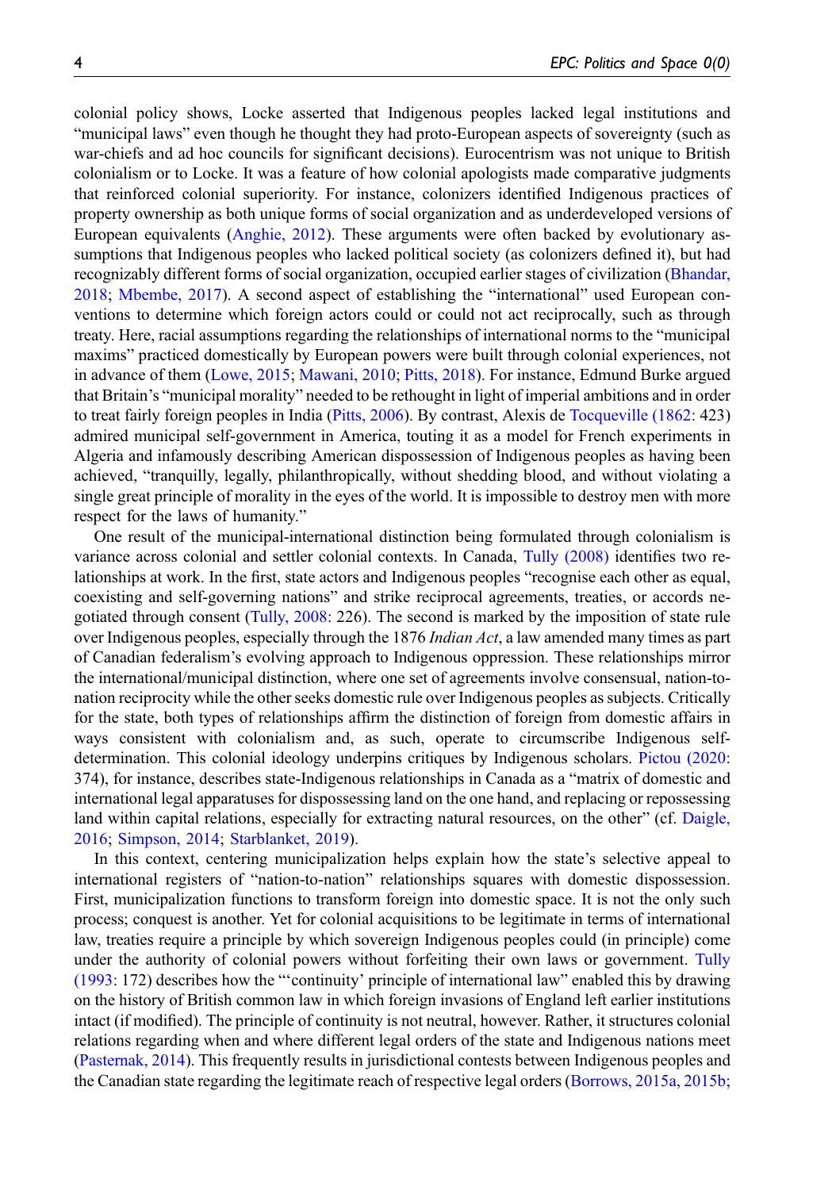colonial policy shows, Locke asserted that Indigenous peoples lacked legal institutions and "municipal laws" even though he thought they had proto-European aspects of sovereignty (such as war-chiefs and ad hoc councils for significant decisions). Eurocentrism was not unique to British colonialism or to Locke. It was a feature of how colonial apologists made comparative judgments that reinforced colonial superiority. For instance, colonizers identified Indigenous practices of property ownership as both unique forms of social organization and as underdeveloped versions of European equivalents (Anghie, 2012). These arguments were often backed by evolutionary assumptions that Indigenous peoples who lacked political society (as colonizers defined it), but had recognizably different forms of social organization, occupied earlier stages of civilization (Bhandar, 2018; Mbembe, 2017). A second aspect of establishing the "international" used European conventions to determine which foreign actors could or could not act reciprocally, such as through treaty. Here, racial assumptions regarding the relationships of international norms to the "municipal maxims" practiced domestically by European powers were built through colonial experiences, not in advance of them (Lowe, 2015; Mawani, 2010; Pitts, 2018). For instance, Edmund Burke argued that Britain's "municipal morality" needed to be rethought in light of imperial ambitions and in order to treat fairly foreign peoples in India (Pitts, 2006). By contrast, Alexis de Tocqueville (1862: 423) admired municipal self-government in America, touting it as a model for French experiments in Algeria and infamously describing American dispossession of Indigenous peoples as having been achieved, "tranquilly, legally, philanthropically, without shedding blood, and without violating a single great principle of morality in the eyes of the world. It is impossible to destroy men with more respect for the laws of humanity."

One result of the municipal-international distinction being formulated through colonialism is variance across colonial and settler colonial contexts. In Canada, Tully (2008) identifies two relationships at work. In the first, state actors and Indigenous peoples "recognise each other as equal, coexisting and self-governing nations" and strike reciprocal agreements, treaties, or accords negotiated through consent (Tully, 2008: 226). The second is marked by the imposition of state rule over Indigenous peoples, especially through the 1876 *Indian Act*, a law amended many times as part of Canadian federalism's evolving approach to Indigenous oppression. These relationships mirror the international/municipal distinction, where one set of agreements involve consensual, nation-to-nation reciprocity while the other seeks domestic rule over Indigenous peoples as subjects. Critically for the state, both types of relationships affirm the distinction of foreign from domestic affairs in ways consistent with colonialism and, as such, operate to circumscribe Indigenous self-determination. This colonial ideology underpins critiques by Indigenous scholars. Pictou (2020: 374), for instance, describes state-Indigenous relationships in Canada as a "matrix of domestic and international legal apparatuses for dispossessing land on the one hand, and replacing or repossessing land within capital relations, especially for extracting natural resources, on the other" (cf. Daigle, 2016; Simpson, 2014; Starblanket, 2019).

In this context, centering municipalization helps explain how the state's selective appeal to international registers of "nation-to-nation" relationships squares with domestic dispossession. First, municipalization functions to transform foreign into domestic space. It is not the only such process; conquest is another. Yet for colonial acquisitions to be legitimate in terms of international law, treaties require a principle by which sovereign Indigenous peoples could (in principle) come under the authority of colonial powers without forfeiting their own laws or government. Tully (1993: 172) describes how the "'continuity' principle of international law" enabled this by drawing on the history of British common law in which foreign invasions of England left earlier institutions intact (if modified). The principle of continuity is not neutral, however. Rather, it structures colonial relations regarding when and where different legal orders of the state and Indigenous nations meet (Pasternak, 2014). This frequently results in jurisdictional contests between Indigenous peoples and the Canadian state regarding the legitimate reach of respective legal orders (Borrows, 2015a, 2015b;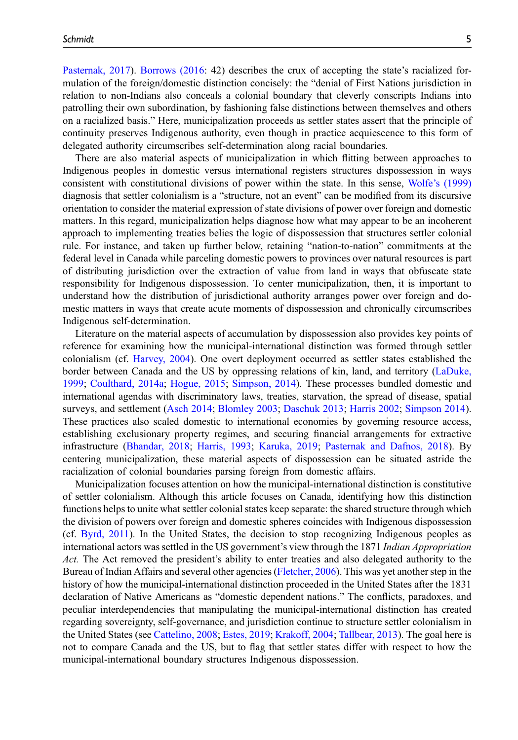Pasternak, 2017). Borrows (2016: 42) describes the crux of accepting the state's racialized formulation of the foreign/domestic distinction concisely: the "denial of First Nations jurisdiction in relation to non-Indians also conceals a colonial boundary that cleverly conscripts Indians into patrolling their own subordination, by fashioning false distinctions between themselves and others on a racialized basis." Here, municipalization proceeds as settler states assert that the principle of continuity preserves Indigenous authority, even though in practice acquiescence to this form of delegated authority circumscribes self-determination along racial boundaries.

There are also material aspects of municipalization in which flitting between approaches to Indigenous peoples in domestic versus international registers structures dispossession in ways consistent with constitutional divisions of power within the state. In this sense, Wolfe's (1999) diagnosis that settler colonialism is a "structure, not an event" can be modified from its discursive orientation to consider the material expression of state divisions of power over foreign and domestic matters. In this regard, municipalization helps diagnose how what may appear to be an incoherent approach to implementing treaties belies the logic of dispossession that structures settler colonial rule. For instance, and taken up further below, retaining "nation-to-nation" commitments at the federal level in Canada while parceling domestic powers to provinces over natural resources is part of distributing jurisdiction over the extraction of value from land in ways that obfuscate state responsibility for Indigenous dispossession. To center municipalization, then, it is important to understand how the distribution of jurisdictional authority arranges power over foreign and domestic matters in ways that create acute moments of dispossession and chronically circumscribes Indigenous self-determination.

Literature on the material aspects of accumulation by dispossession also provides key points of reference for examining how the municipal-international distinction was formed through settler colonialism (cf. Harvey, 2004). One overt deployment occurred as settler states established the border between Canada and the US by oppressing relations of kin, land, and territory (LaDuke, 1999; Coulthard, 2014a; Hogue, 2015; Simpson, 2014). These processes bundled domestic and international agendas with discriminatory laws, treaties, starvation, the spread of disease, spatial surveys, and settlement (Asch 2014; Blomley 2003; Daschuk 2013; Harris 2002; Simpson 2014). These practices also scaled domestic to international economies by governing resource access, establishing exclusionary property regimes, and securing financial arrangements for extractive infrastructure (Bhandar, 2018; Harris, 1993; Karuka, 2019; Pasternak and Dafnos, 2018). By centering municipalization, these material aspects of dispossession can be situated astride the racialization of colonial boundaries parsing foreign from domestic affairs.

Municipalization focuses attention on how the municipal-international distinction is constitutive of settler colonialism. Although this article focuses on Canada, identifying how this distinction functions helps to unite what settler colonial states keep separate: the shared structure through which the division of powers over foreign and domestic spheres coincides with Indigenous dispossession (cf. Byrd, 2011). In the United States, the decision to stop recognizing Indigenous peoples as international actors was settled in the US government's view through the 1871 *Indian Appropriation Act.* The Act removed the president's ability to enter treaties and also delegated authority to the Bureau of Indian Affairs and several other agencies (Fletcher, 2006). This was yet another step in the history of how the municipal-international distinction proceeded in the United States after the 1831 declaration of Native Americans as "domestic dependent nations." The conflicts, paradoxes, and peculiar interdependencies that manipulating the municipal-international distinction has created regarding sovereignty, self-governance, and jurisdiction continue to structure settler colonialism in the United States (see Cattelino, 2008; Estes, 2019; Krakoff, 2004; Tallbear, 2013). The goal here is not to compare Canada and the US, but to flag that settler states differ with respect to how the municipal-international boundary structures Indigenous dispossession.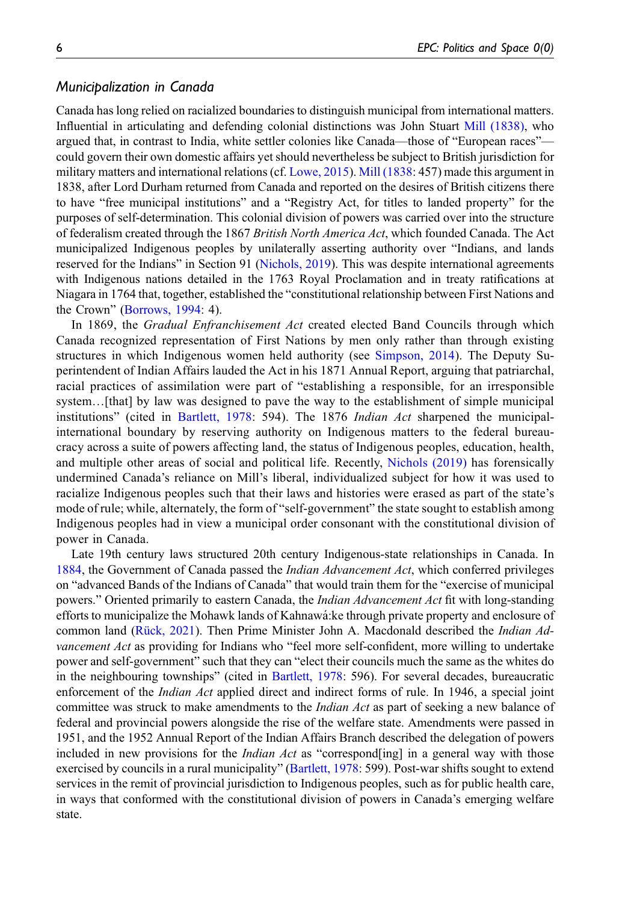### *Municipalization in Canada*

Canada has long relied on racialized boundaries to distinguish municipal from international matters. Influential in articulating and defending colonial distinctions was John Stuart Mill (1838), who argued that, in contrast to India, white settler colonies like Canada—those of "European races"—could govern their own domestic affairs yet should nevertheless be subject to British jurisdiction for military matters and international relations (cf. Lowe, 2015). Mill (1838: 457) made this argument in 1838, after Lord Durham returned from Canada and reported on the desires of British citizens there to have "free municipal institutions" and a "Registry Act, for titles to landed property" for the purposes of self-determination. This colonial division of powers was carried over into the structure of federalism created through the 1867 *British North America Act*, which founded Canada. The Act municipalized Indigenous peoples by unilaterally asserting authority over "Indians, and lands reserved for the Indians" in Section 91 (Nichols, 2019). This was despite international agreements with Indigenous nations detailed in the 1763 Royal Proclamation and in treaty ratifications at Niagara in 1764 that, together, established the "constitutional relationship between First Nations and the Crown" (Borrows, 1994: 4).

In 1869, the *Gradual Enfranchisement Act* created elected Band Councils through which Canada recognized representation of First Nations by men only rather than through existing structures in which Indigenous women held authority (see Simpson, 2014). The Deputy Superintendent of Indian Affairs lauded the Act in his 1871 Annual Report, arguing that patriarchal, racial practices of assimilation were part of "establishing a responsible, for an irresponsible system…[that] by law was designed to pave the way to the establishment of simple municipal institutions" (cited in Bartlett, 1978: 594). The 1876 *Indian Act* sharpened the municipal-international boundary by reserving authority on Indigenous matters to the federal bureaucracy across a suite of powers affecting land, the status of Indigenous peoples, education, health, and multiple other areas of social and political life. Recently, Nichols (2019) has forensically undermined Canada's reliance on Mill's liberal, individualized subject for how it was used to racialize Indigenous peoples such that their laws and histories were erased as part of the state's mode of rule; while, alternately, the form of "self-government" the state sought to establish among Indigenous peoples had in view a municipal order consonant with the constitutional division of power in Canada.

Late 19th century laws structured 20th century Indigenous-state relationships in Canada. In 1884, the Government of Canada passed the *Indian Advancement Act*, which conferred privileges on "advanced Bands of the Indians of Canada" that would train them for the "exercise of municipal powers." Oriented primarily to eastern Canada, the *Indian Advancement Act* fit with long-standing efforts to municipalize the Mohawk lands of Kahnawá:ke through private property and enclosure of common land (Rück, 2021). Then Prime Minister John A. Macdonald described the *Indian Advancement Act* as providing for Indians who "feel more self-confident, more willing to undertake power and self-government" such that they can "elect their councils much the same as the whites do in the neighbouring townships" (cited in Bartlett, 1978: 596). For several decades, bureaucratic enforcement of the *Indian Act* applied direct and indirect forms of rule. In 1946, a special joint committee was struck to make amendments to the *Indian Act* as part of seeking a new balance of federal and provincial powers alongside the rise of the welfare state. Amendments were passed in 1951, and the 1952 Annual Report of the Indian Affairs Branch described the delegation of powers included in new provisions for the *Indian Act* as "correspond[ing] in a general way with those exercised by councils in a rural municipality" (Bartlett, 1978: 599). Post-war shifts sought to extend services in the remit of provincial jurisdiction to Indigenous peoples, such as for public health care, in ways that conformed with the constitutional division of powers in Canada's emerging welfare state.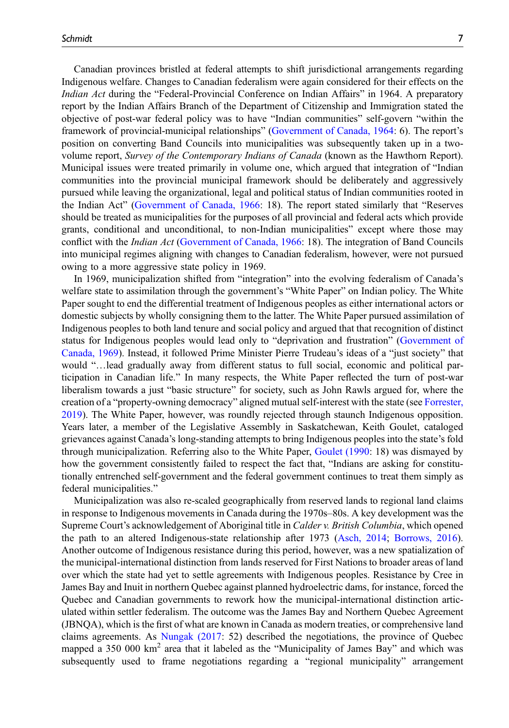Canadian provinces bristled at federal attempts to shift jurisdictional arrangements regarding Indigenous welfare. Changes to Canadian federalism were again considered for their effects on the *Indian Act* during the "Federal-Provincial Conference on Indian Affairs" in 1964. A preparatory report by the Indian Affairs Branch of the Department of Citizenship and Immigration stated the objective of post-war federal policy was to have "Indian communities" self-govern "within the framework of provincial-municipal relationships" (Government of Canada, 1964: 6). The report's position on converting Band Councils into municipalities was subsequently taken up in a two-volume report, *Survey of the Contemporary Indians of Canada* (known as the Hawthorn Report). Municipal issues were treated primarily in volume one, which argued that integration of "Indian communities into the provincial municipal framework should be deliberately and aggressively pursued while leaving the organizational, legal and political status of Indian communities rooted in the Indian Act" (Government of Canada, 1966: 18). The report stated similarly that "Reserves should be treated as municipalities for the purposes of all provincial and federal acts which provide grants, conditional and unconditional, to non-Indian municipalities" except where those may conflict with the *Indian Act* (Government of Canada, 1966: 18). The integration of Band Councils into municipal regimes aligning with changes to Canadian federalism, however, were not pursued owing to a more aggressive state policy in 1969.

In 1969, municipalization shifted from "integration" into the evolving federalism of Canada's welfare state to assimilation through the government's "White Paper" on Indian policy. The White Paper sought to end the differential treatment of Indigenous peoples as either international actors or domestic subjects by wholly consigning them to the latter. The White Paper pursued assimilation of Indigenous peoples to both land tenure and social policy and argued that that recognition of distinct status for Indigenous peoples would lead only to "deprivation and frustration" (Government of Canada, 1969). Instead, it followed Prime Minister Pierre Trudeau's ideas of a "just society" that would "…lead gradually away from different status to full social, economic and political participation in Canadian life." In many respects, the White Paper reflected the turn of post-war liberalism towards a just "basic structure" for society, such as John Rawls argued for, where the creation of a "property-owning democracy" aligned mutual self-interest with the state (see Forrester, 2019). The White Paper, however, was roundly rejected through staunch Indigenous opposition. Years later, a member of the Legislative Assembly in Saskatchewan, Keith Goulet, cataloged grievances against Canada's long-standing attempts to bring Indigenous peoples into the state's fold through municipalization. Referring also to the White Paper, Goulet (1990: 18) was dismayed by how the government consistently failed to respect the fact that, "Indians are asking for constitutionally entrenched self-government and the federal government continues to treat them simply as federal municipalities."

Municipalization was also re-scaled geographically from reserved lands to regional land claims in response to Indigenous movements in Canada during the 1970s–80s. A key development was the Supreme Court's acknowledgement of Aboriginal title in *Calder v. British Columbia*, which opened the path to an altered Indigenous-state relationship after 1973 (Asch, 2014; Borrows, 2016). Another outcome of Indigenous resistance during this period, however, was a new spatialization of the municipal-international distinction from lands reserved for First Nations to broader areas of land over which the state had yet to settle agreements with Indigenous peoples. Resistance by Cree in James Bay and Inuit in northern Quebec against planned hydroelectric dams, for instance, forced the Quebec and Canadian governments to rework how the municipal-international distinction articulated within settler federalism. The outcome was the James Bay and Northern Quebec Agreement (JBNQA), which is the first of what are known in Canada as modern treaties, or comprehensive land claims agreements. As Nungak (2017: 52) described the negotiations, the province of Quebec mapped a 350 000 km$^2$ area that it labeled as the "Municipality of James Bay" and which was subsequently used to frame negotiations regarding a "regional municipality" arrangement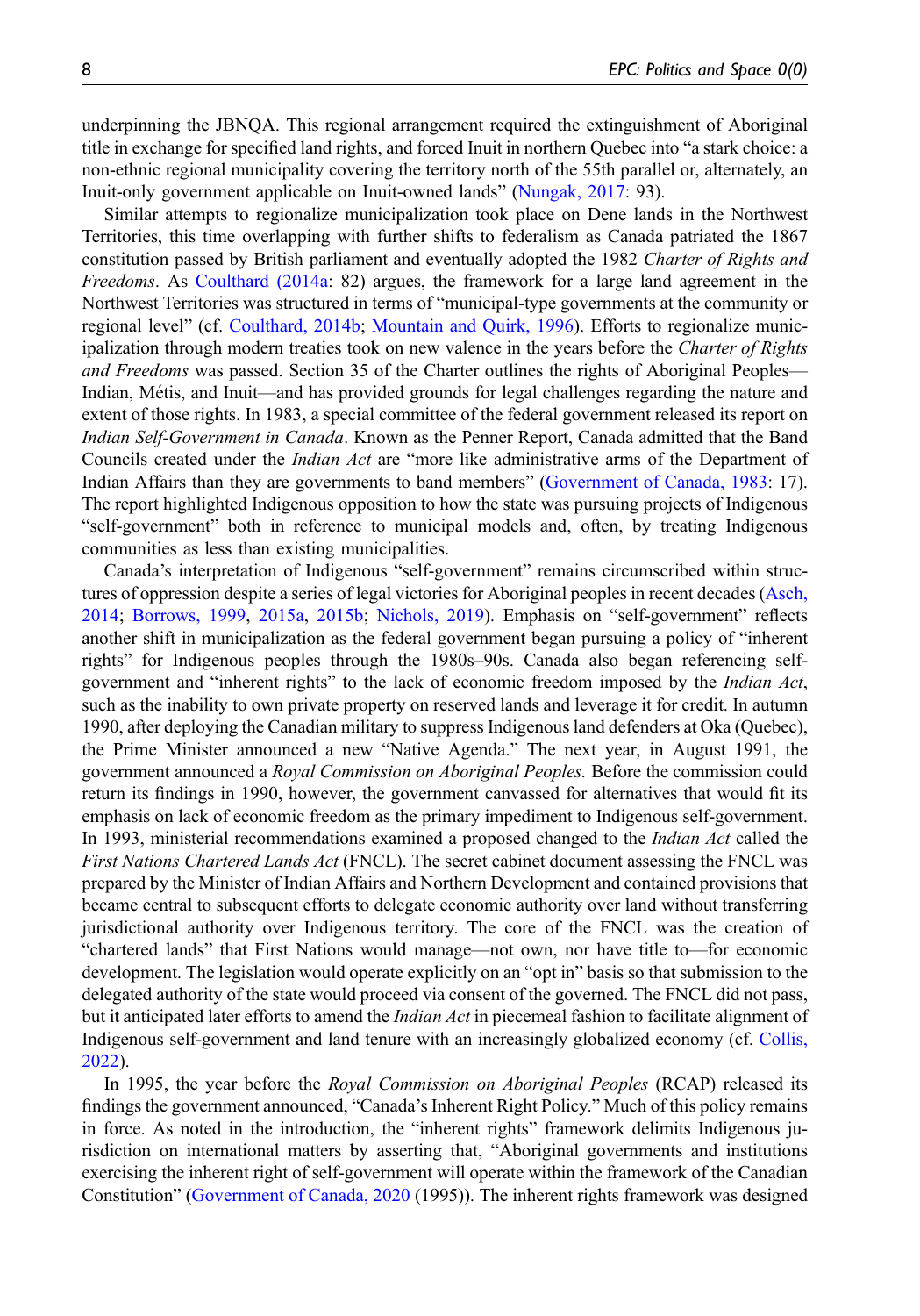underpinning the JBNQA. This regional arrangement required the extinguishment of Aboriginal title in exchange for specified land rights, and forced Inuit in northern Quebec into "a stark choice: a non-ethnic regional municipality covering the territory north of the 55th parallel or, alternately, an Inuit-only government applicable on Inuit-owned lands" (Nungak, 2017: 93).

Similar attempts to regionalize municipalization took place on Dene lands in the Northwest Territories, this time overlapping with further shifts to federalism as Canada patriated the 1867 constitution passed by British parliament and eventually adopted the 1982 *Charter of Rights and Freedoms*. As Coulthard (2014a: 82) argues, the framework for a large land agreement in the Northwest Territories was structured in terms of "municipal-type governments at the community or regional level" (cf. Coulthard, 2014b; Mountain and Quirk, 1996). Efforts to regionalize municipalization through modern treaties took on new valence in the years before the *Charter of Rights and Freedoms* was passed. Section 35 of the Charter outlines the rights of Aboriginal Peoples—Indian, Métis, and Inuit—and has provided grounds for legal challenges regarding the nature and extent of those rights. In 1983, a special committee of the federal government released its report on *Indian Self-Government in Canada*. Known as the Penner Report, Canada admitted that the Band Councils created under the *Indian Act* are "more like administrative arms of the Department of Indian Affairs than they are governments to band members" (Government of Canada, 1983: 17). The report highlighted Indigenous opposition to how the state was pursuing projects of Indigenous "self-government" both in reference to municipal models and, often, by treating Indigenous communities as less than existing municipalities.

Canada's interpretation of Indigenous "self-government" remains circumscribed within structures of oppression despite a series of legal victories for Aboriginal peoples in recent decades (Asch, 2014; Borrows, 1999, 2015a, 2015b; Nichols, 2019). Emphasis on "self-government" reflects another shift in municipalization as the federal government began pursuing a policy of "inherent rights" for Indigenous peoples through the 1980s–90s. Canada also began referencing self-government and "inherent rights" to the lack of economic freedom imposed by the *Indian Act*, such as the inability to own private property on reserved lands and leverage it for credit. In autumn 1990, after deploying the Canadian military to suppress Indigenous land defenders at Oka (Quebec), the Prime Minister announced a new "Native Agenda." The next year, in August 1991, the government announced a *Royal Commission on Aboriginal Peoples.* Before the commission could return its findings in 1990, however, the government canvassed for alternatives that would fit its emphasis on lack of economic freedom as the primary impediment to Indigenous self-government. In 1993, ministerial recommendations examined a proposed changed to the *Indian Act* called the *First Nations Chartered Lands Act* (FNCL). The secret cabinet document assessing the FNCL was prepared by the Minister of Indian Affairs and Northern Development and contained provisions that became central to subsequent efforts to delegate economic authority over land without transferring jurisdictional authority over Indigenous territory. The core of the FNCL was the creation of "chartered lands" that First Nations would manage—not own, nor have title to—for economic development. The legislation would operate explicitly on an "opt in" basis so that submission to the delegated authority of the state would proceed via consent of the governed. The FNCL did not pass, but it anticipated later efforts to amend the *Indian Act* in piecemeal fashion to facilitate alignment of Indigenous self-government and land tenure with an increasingly globalized economy (cf. Collis, 2022).

In 1995, the year before the *Royal Commission on Aboriginal Peoples* (RCAP) released its findings the government announced, "Canada's Inherent Right Policy." Much of this policy remains in force. As noted in the introduction, the "inherent rights" framework delimits Indigenous jurisdiction on international matters by asserting that, "Aboriginal governments and institutions exercising the inherent right of self-government will operate within the framework of the Canadian Constitution" (Government of Canada, 2020 (1995)). The inherent rights framework was designed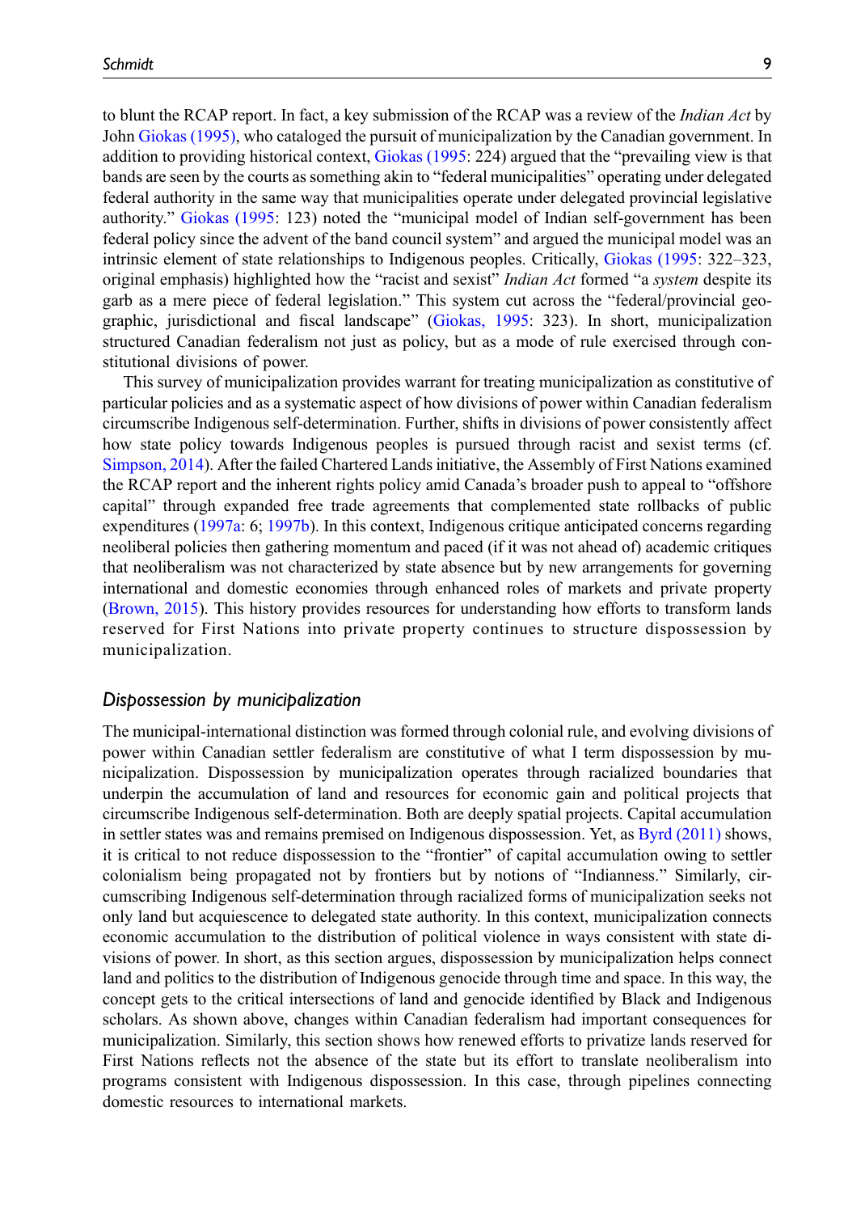to blunt the RCAP report. In fact, a key submission of the RCAP was a review of the *Indian Act* by John Giokas (1995), who cataloged the pursuit of municipalization by the Canadian government. In addition to providing historical context, Giokas (1995: 224) argued that the "prevailing view is that bands are seen by the courts as something akin to "federal municipalities" operating under delegated federal authority in the same way that municipalities operate under delegated provincial legislative authority." Giokas (1995: 123) noted the "municipal model of Indian self-government has been federal policy since the advent of the band council system" and argued the municipal model was an intrinsic element of state relationships to Indigenous peoples. Critically, Giokas (1995: 322–323, original emphasis) highlighted how the "racist and sexist" *Indian Act* formed "a *system* despite its garb as a mere piece of federal legislation." This system cut across the "federal/provincial geographic, jurisdictional and fiscal landscape" (Giokas, 1995: 323). In short, municipalization structured Canadian federalism not just as policy, but as a mode of rule exercised through constitutional divisions of power.

This survey of municipalization provides warrant for treating municipalization as constitutive of particular policies and as a systematic aspect of how divisions of power within Canadian federalism circumscribe Indigenous self-determination. Further, shifts in divisions of power consistently affect how state policy towards Indigenous peoples is pursued through racist and sexist terms (cf. Simpson, 2014). After the failed Chartered Lands initiative, the Assembly of First Nations examined the RCAP report and the inherent rights policy amid Canada's broader push to appeal to "offshore capital" through expanded free trade agreements that complemented state rollbacks of public expenditures (1997a: 6; 1997b). In this context, Indigenous critique anticipated concerns regarding neoliberal policies then gathering momentum and paced (if it was not ahead of) academic critiques that neoliberalism was not characterized by state absence but by new arrangements for governing international and domestic economies through enhanced roles of markets and private property (Brown, 2015). This history provides resources for understanding how efforts to transform lands reserved for First Nations into private property continues to structure dispossession by municipalization.

## *Dispossession by municipalization*

The municipal-international distinction was formed through colonial rule, and evolving divisions of power within Canadian settler federalism are constitutive of what I term dispossession by municipalization. Dispossession by municipalization operates through racialized boundaries that underpin the accumulation of land and resources for economic gain and political projects that circumscribe Indigenous self-determination. Both are deeply spatial projects. Capital accumulation in settler states was and remains premised on Indigenous dispossession. Yet, as Byrd (2011) shows, it is critical to not reduce dispossession to the "frontier" of capital accumulation owing to settler colonialism being propagated not by frontiers but by notions of "Indianness." Similarly, circumscribing Indigenous self-determination through racialized forms of municipalization seeks not only land but acquiescence to delegated state authority. In this context, municipalization connects economic accumulation to the distribution of political violence in ways consistent with state divisions of power. In short, as this section argues, dispossession by municipalization helps connect land and politics to the distribution of Indigenous genocide through time and space. In this way, the concept gets to the critical intersections of land and genocide identified by Black and Indigenous scholars. As shown above, changes within Canadian federalism had important consequences for municipalization. Similarly, this section shows how renewed efforts to privatize lands reserved for First Nations reflects not the absence of the state but its effort to translate neoliberalism into programs consistent with Indigenous dispossession. In this case, through pipelines connecting domestic resources to international markets.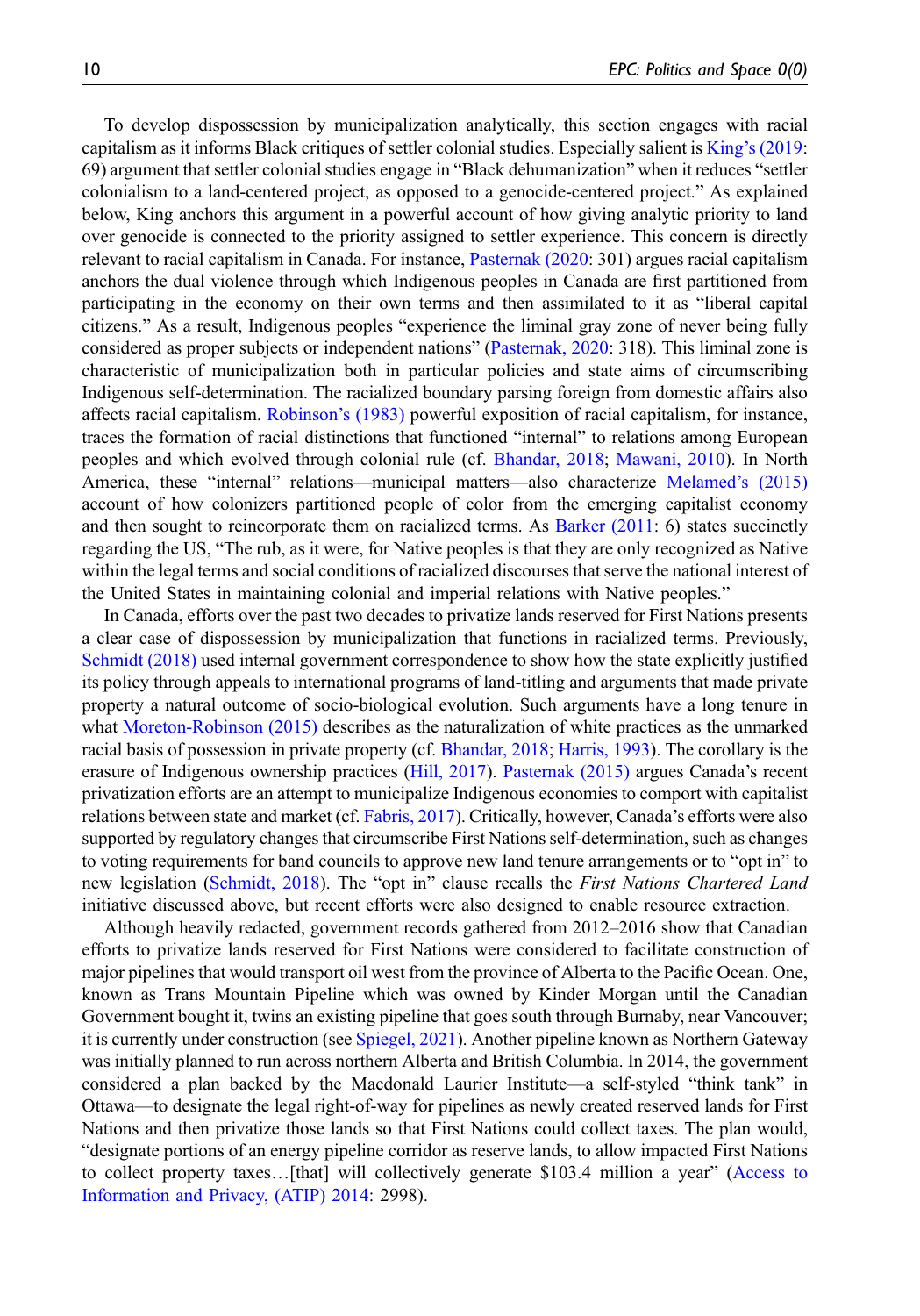To develop dispossession by municipalization analytically, this section engages with racial capitalism as it informs Black critiques of settler colonial studies. Especially salient is King's (2019: 69) argument that settler colonial studies engage in "Black dehumanization" when it reduces "settler colonialism to a land-centered project, as opposed to a genocide-centered project." As explained below, King anchors this argument in a powerful account of how giving analytic priority to land over genocide is connected to the priority assigned to settler experience. This concern is directly relevant to racial capitalism in Canada. For instance, Pasternak (2020: 301) argues racial capitalism anchors the dual violence through which Indigenous peoples in Canada are first partitioned from participating in the economy on their own terms and then assimilated to it as "liberal capital citizens." As a result, Indigenous peoples "experience the liminal gray zone of never being fully considered as proper subjects or independent nations" (Pasternak, 2020: 318). This liminal zone is characteristic of municipalization both in particular policies and state aims of circumscribing Indigenous self-determination. The racialized boundary parsing foreign from domestic affairs also affects racial capitalism. Robinson's (1983) powerful exposition of racial capitalism, for instance, traces the formation of racial distinctions that functioned "internal" to relations among European peoples and which evolved through colonial rule (cf. Bhandar, 2018; Mawani, 2010). In North America, these "internal" relations—municipal matters—also characterize Melamed's (2015) account of how colonizers partitioned people of color from the emerging capitalist economy and then sought to reincorporate them on racialized terms. As Barker (2011: 6) states succinctly regarding the US, "The rub, as it were, for Native peoples is that they are only recognized as Native within the legal terms and social conditions of racialized discourses that serve the national interest of the United States in maintaining colonial and imperial relations with Native peoples."

In Canada, efforts over the past two decades to privatize lands reserved for First Nations presents a clear case of dispossession by municipalization that functions in racialized terms. Previously, Schmidt (2018) used internal government correspondence to show how the state explicitly justified its policy through appeals to international programs of land-titling and arguments that made private property a natural outcome of socio-biological evolution. Such arguments have a long tenure in what Moreton-Robinson (2015) describes as the naturalization of white practices as the unmarked racial basis of possession in private property (cf. Bhandar, 2018; Harris, 1993). The corollary is the erasure of Indigenous ownership practices (Hill, 2017). Pasternak (2015) argues Canada's recent privatization efforts are an attempt to municipalize Indigenous economies to comport with capitalist relations between state and market (cf. Fabris, 2017). Critically, however, Canada's efforts were also supported by regulatory changes that circumscribe First Nations self-determination, such as changes to voting requirements for band councils to approve new land tenure arrangements or to "opt in" to new legislation (Schmidt, 2018). The "opt in" clause recalls the *First Nations Chartered Land* initiative discussed above, but recent efforts were also designed to enable resource extraction.

Although heavily redacted, government records gathered from 2012–2016 show that Canadian efforts to privatize lands reserved for First Nations were considered to facilitate construction of major pipelines that would transport oil west from the province of Alberta to the Pacific Ocean. One, known as Trans Mountain Pipeline which was owned by Kinder Morgan until the Canadian Government bought it, twins an existing pipeline that goes south through Burnaby, near Vancouver; it is currently under construction (see Spiegel, 2021). Another pipeline known as Northern Gateway was initially planned to run across northern Alberta and British Columbia. In 2014, the government considered a plan backed by the Macdonald Laurier Institute—a self-styled "think tank" in Ottawa—to designate the legal right-of-way for pipelines as newly created reserved lands for First Nations and then privatize those lands so that First Nations could collect taxes. The plan would, "designate portions of an energy pipeline corridor as reserve lands, to allow impacted First Nations to collect property taxes…[that] will collectively generate $103.4 million a year" (Access to Information and Privacy, (ATIP) 2014: 2998).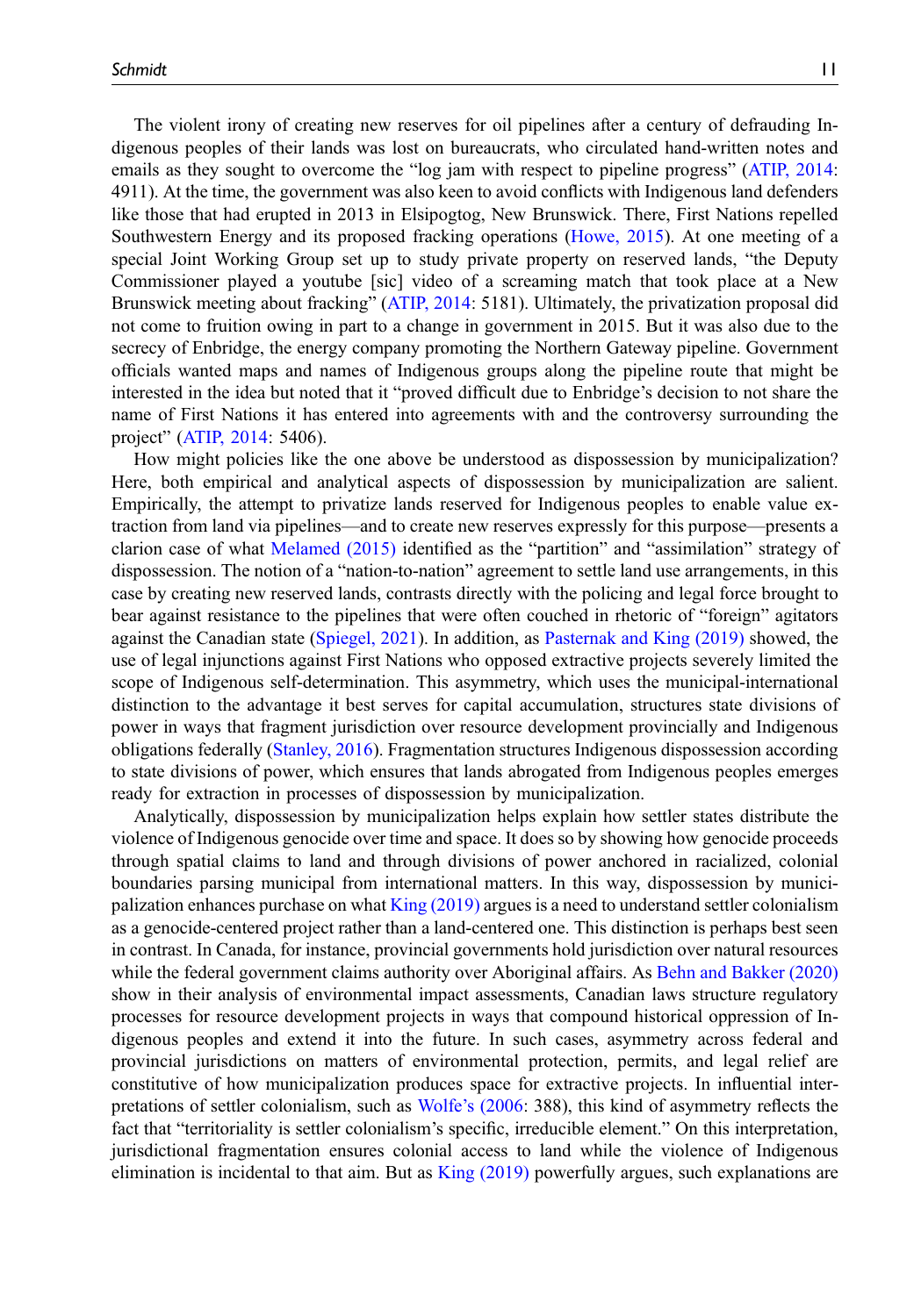The violent irony of creating new reserves for oil pipelines after a century of defrauding Indigenous peoples of their lands was lost on bureaucrats, who circulated hand-written notes and emails as they sought to overcome the "log jam with respect to pipeline progress" (ATIP, 2014: 4911). At the time, the government was also keen to avoid conflicts with Indigenous land defenders like those that had erupted in 2013 in Elsipogtog, New Brunswick. There, First Nations repelled Southwestern Energy and its proposed fracking operations (Howe, 2015). At one meeting of a special Joint Working Group set up to study private property on reserved lands, "the Deputy Commissioner played a youtube [sic] video of a screaming match that took place at a New Brunswick meeting about fracking" (ATIP, 2014: 5181). Ultimately, the privatization proposal did not come to fruition owing in part to a change in government in 2015. But it was also due to the secrecy of Enbridge, the energy company promoting the Northern Gateway pipeline. Government officials wanted maps and names of Indigenous groups along the pipeline route that might be interested in the idea but noted that it "proved difficult due to Enbridge's decision to not share the name of First Nations it has entered into agreements with and the controversy surrounding the project" (ATIP, 2014: 5406).

How might policies like the one above be understood as dispossession by municipalization? Here, both empirical and analytical aspects of dispossession by municipalization are salient. Empirically, the attempt to privatize lands reserved for Indigenous peoples to enable value extraction from land via pipelines—and to create new reserves expressly for this purpose—presents a clarion case of what Melamed (2015) identified as the "partition" and "assimilation" strategy of dispossession. The notion of a "nation-to-nation" agreement to settle land use arrangements, in this case by creating new reserved lands, contrasts directly with the policing and legal force brought to bear against resistance to the pipelines that were often couched in rhetoric of "foreign" agitators against the Canadian state (Spiegel, 2021). In addition, as Pasternak and King (2019) showed, the use of legal injunctions against First Nations who opposed extractive projects severely limited the scope of Indigenous self-determination. This asymmetry, which uses the municipal-international distinction to the advantage it best serves for capital accumulation, structures state divisions of power in ways that fragment jurisdiction over resource development provincially and Indigenous obligations federally (Stanley, 2016). Fragmentation structures Indigenous dispossession according to state divisions of power, which ensures that lands abrogated from Indigenous peoples emerges ready for extraction in processes of dispossession by municipalization.

Analytically, dispossession by municipalization helps explain how settler states distribute the violence of Indigenous genocide over time and space. It does so by showing how genocide proceeds through spatial claims to land and through divisions of power anchored in racialized, colonial boundaries parsing municipal from international matters. In this way, dispossession by municipalization enhances purchase on what King (2019) argues is a need to understand settler colonialism as a genocide-centered project rather than a land-centered one. This distinction is perhaps best seen in contrast. In Canada, for instance, provincial governments hold jurisdiction over natural resources while the federal government claims authority over Aboriginal affairs. As Behn and Bakker (2020) show in their analysis of environmental impact assessments, Canadian laws structure regulatory processes for resource development projects in ways that compound historical oppression of Indigenous peoples and extend it into the future. In such cases, asymmetry across federal and provincial jurisdictions on matters of environmental protection, permits, and legal relief are constitutive of how municipalization produces space for extractive projects. In influential interpretations of settler colonialism, such as Wolfe's (2006: 388), this kind of asymmetry reflects the fact that "territoriality is settler colonialism's specific, irreducible element." On this interpretation, jurisdictional fragmentation ensures colonial access to land while the violence of Indigenous elimination is incidental to that aim. But as King (2019) powerfully argues, such explanations are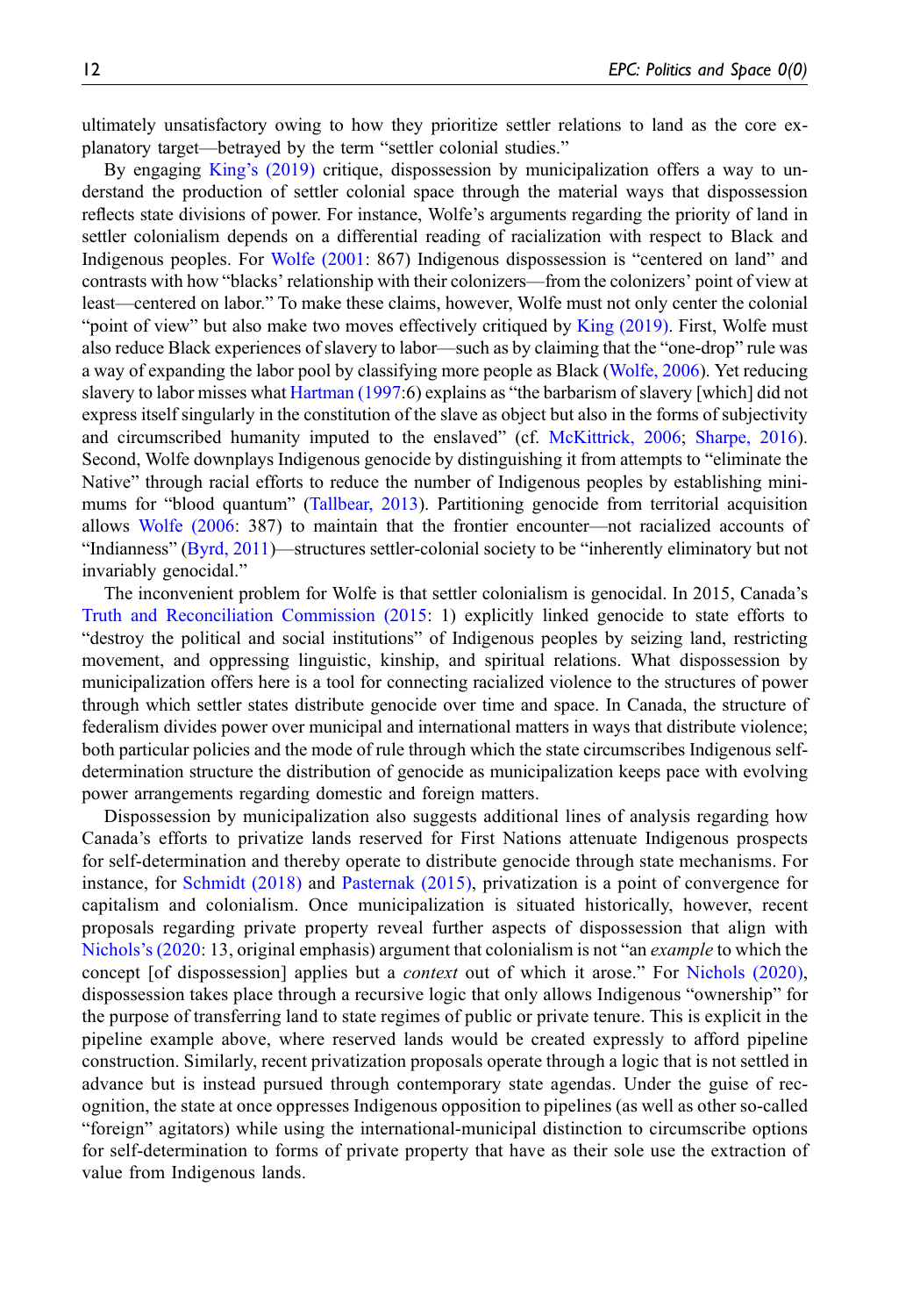ultimately unsatisfactory owing to how they prioritize settler relations to land as the core explanatory target—betrayed by the term "settler colonial studies."

By engaging King's (2019) critique, dispossession by municipalization offers a way to understand the production of settler colonial space through the material ways that dispossession reflects state divisions of power. For instance, Wolfe's arguments regarding the priority of land in settler colonialism depends on a differential reading of racialization with respect to Black and Indigenous peoples. For Wolfe (2001: 867) Indigenous dispossession is "centered on land" and contrasts with how "blacks' relationship with their colonizers—from the colonizers' point of view at least—centered on labor." To make these claims, however, Wolfe must not only center the colonial "point of view" but also make two moves effectively critiqued by King (2019). First, Wolfe must also reduce Black experiences of slavery to labor—such as by claiming that the "one-drop" rule was a way of expanding the labor pool by classifying more people as Black (Wolfe, 2006). Yet reducing slavery to labor misses what Hartman (1997:6) explains as "the barbarism of slavery [which] did not express itself singularly in the constitution of the slave as object but also in the forms of subjectivity and circumscribed humanity imputed to the enslaved" (cf. McKittrick, 2006; Sharpe, 2016). Second, Wolfe downplays Indigenous genocide by distinguishing it from attempts to "eliminate the Native" through racial efforts to reduce the number of Indigenous peoples by establishing minimums for "blood quantum" (Tallbear, 2013). Partitioning genocide from territorial acquisition allows Wolfe (2006: 387) to maintain that the frontier encounter—not racialized accounts of "Indianness" (Byrd, 2011)—structures settler-colonial society to be "inherently eliminatory but not invariably genocidal."

The inconvenient problem for Wolfe is that settler colonialism is genocidal. In 2015, Canada's Truth and Reconciliation Commission (2015: 1) explicitly linked genocide to state efforts to "destroy the political and social institutions" of Indigenous peoples by seizing land, restricting movement, and oppressing linguistic, kinship, and spiritual relations. What dispossession by municipalization offers here is a tool for connecting racialized violence to the structures of power through which settler states distribute genocide over time and space. In Canada, the structure of federalism divides power over municipal and international matters in ways that distribute violence; both particular policies and the mode of rule through which the state circumscribes Indigenous self-determination structure the distribution of genocide as municipalization keeps pace with evolving power arrangements regarding domestic and foreign matters.

Dispossession by municipalization also suggests additional lines of analysis regarding how Canada's efforts to privatize lands reserved for First Nations attenuate Indigenous prospects for self-determination and thereby operate to distribute genocide through state mechanisms. For instance, for Schmidt (2018) and Pasternak (2015), privatization is a point of convergence for capitalism and colonialism. Once municipalization is situated historically, however, recent proposals regarding private property reveal further aspects of dispossession that align with Nichols's (2020: 13, original emphasis) argument that colonialism is not "an *example* to which the concept [of dispossession] applies but a *context* out of which it arose." For Nichols (2020), dispossession takes place through a recursive logic that only allows Indigenous "ownership" for the purpose of transferring land to state regimes of public or private tenure. This is explicit in the pipeline example above, where reserved lands would be created expressly to afford pipeline construction. Similarly, recent privatization proposals operate through a logic that is not settled in advance but is instead pursued through contemporary state agendas. Under the guise of recognition, the state at once oppresses Indigenous opposition to pipelines (as well as other so-called "foreign" agitators) while using the international-municipal distinction to circumscribe options for self-determination to forms of private property that have as their sole use the extraction of value from Indigenous lands.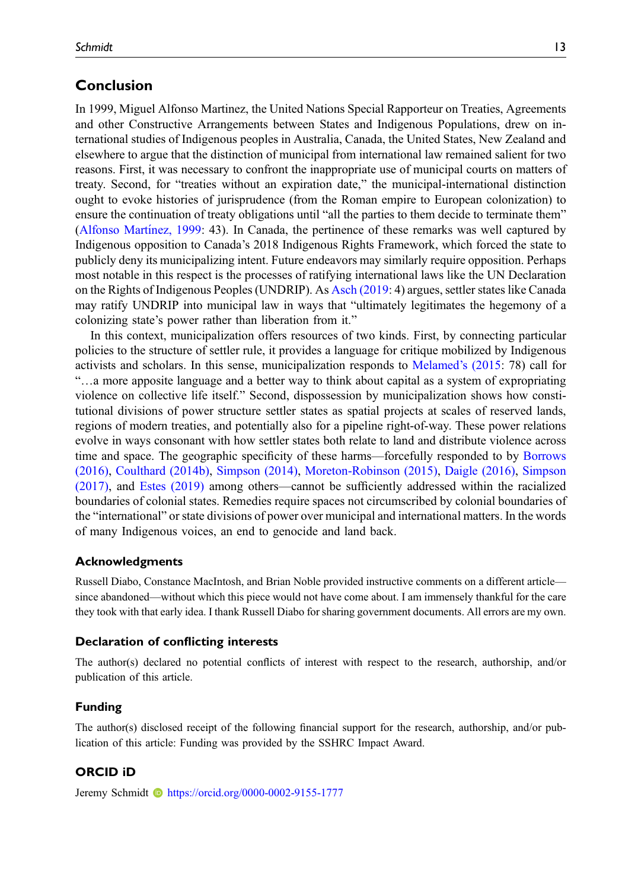## Conclusion

In 1999, Miguel Alfonso Martinez, the United Nations Special Rapporteur on Treaties, Agreements and other Constructive Arrangements between States and Indigenous Populations, drew on international studies of Indigenous peoples in Australia, Canada, the United States, New Zealand and elsewhere to argue that the distinction of municipal from international law remained salient for two reasons. First, it was necessary to confront the inappropriate use of municipal courts on matters of treaty. Second, for "treaties without an expiration date," the municipal-international distinction ought to evoke histories of jurisprudence (from the Roman empire to European colonization) to ensure the continuation of treaty obligations until "all the parties to them decide to terminate them" (Alfonso Martínez, 1999: 43). In Canada, the pertinence of these remarks was well captured by Indigenous opposition to Canada's 2018 Indigenous Rights Framework, which forced the state to publicly deny its municipalizing intent. Future endeavors may similarly require opposition. Perhaps most notable in this respect is the processes of ratifying international laws like the UN Declaration on the Rights of Indigenous Peoples (UNDRIP). As Asch (2019: 4) argues, settler states like Canada may ratify UNDRIP into municipal law in ways that "ultimately legitimates the hegemony of a colonizing state's power rather than liberation from it."

In this context, municipalization offers resources of two kinds. First, by connecting particular policies to the structure of settler rule, it provides a language for critique mobilized by Indigenous activists and scholars. In this sense, municipalization responds to Melamed's (2015: 78) call for "…a more apposite language and a better way to think about capital as a system of expropriating violence on collective life itself." Second, dispossession by municipalization shows how constitutional divisions of power structure settler states as spatial projects at scales of reserved lands, regions of modern treaties, and potentially also for a pipeline right-of-way. These power relations evolve in ways consonant with how settler states both relate to land and distribute violence across time and space. The geographic specificity of these harms—forcefully responded to by Borrows (2016), Coulthard (2014b), Simpson (2014), Moreton-Robinson (2015), Daigle (2016), Simpson (2017), and Estes (2019) among others—cannot be sufficiently addressed within the racialized boundaries of colonial states. Remedies require spaces not circumscribed by colonial boundaries of the "international" or state divisions of power over municipal and international matters. In the words of many Indigenous voices, an end to genocide and land back.

### Acknowledgments

Russell Diabo, Constance MacIntosh, and Brian Noble provided instructive comments on a different article—since abandoned—without which this piece would not have come about. I am immensely thankful for the care they took with that early idea. I thank Russell Diabo for sharing government documents. All errors are my own.

### Declaration of conflicting interests

The author(s) declared no potential conflicts of interest with respect to the research, authorship, and/or publication of this article.

### Funding

The author(s) disclosed receipt of the following financial support for the research, authorship, and/or publication of this article: Funding was provided by the SSHRC Impact Award.

### ORCID iD

Jeremy Schmidt https://orcid.org/0000-0002-9155-1777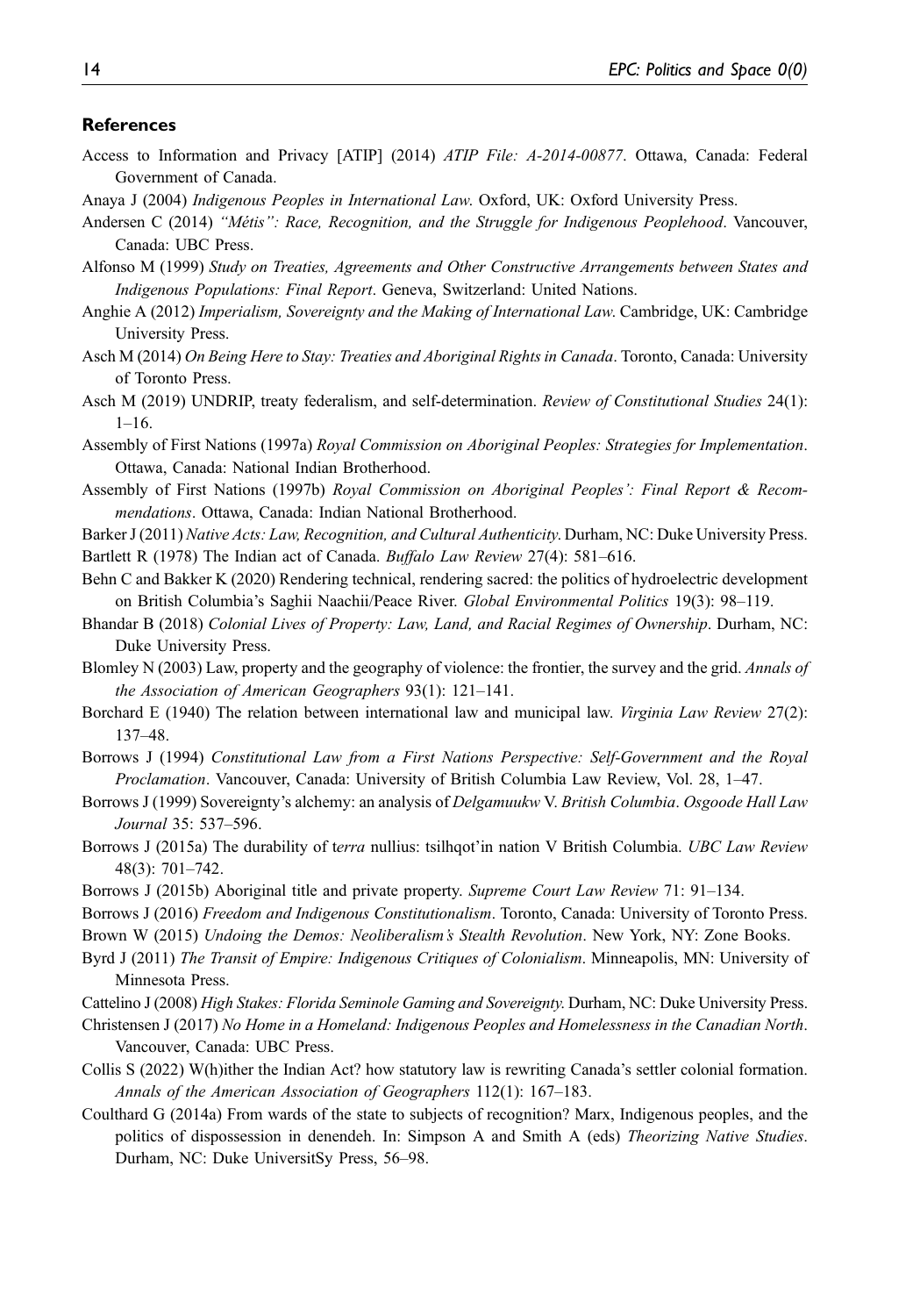## References

Access to Information and Privacy [ATIP] (2014) *ATIP File: A-2014-00877*. Ottawa, Canada: Federal Government of Canada.

Anaya J (2004) *Indigenous Peoples in International Law*. Oxford, UK: Oxford University Press.

Andersen C (2014) *"Métis": Race, Recognition, and the Struggle for Indigenous Peoplehood*. Vancouver, Canada: UBC Press.

Alfonso M (1999) *Study on Treaties, Agreements and Other Constructive Arrangements between States and Indigenous Populations: Final Report*. Geneva, Switzerland: United Nations.

Anghie A (2012) *Imperialism, Sovereignty and the Making of International Law*. Cambridge, UK: Cambridge University Press.

Asch M (2014) *On Being Here to Stay: Treaties and Aboriginal Rights in Canada*. Toronto, Canada: University of Toronto Press.

Asch M (2019) UNDRIP, treaty federalism, and self-determination. *Review of Constitutional Studies* 24(1): 1–16.

Assembly of First Nations (1997a) *Royal Commission on Aboriginal Peoples: Strategies for Implementation*. Ottawa, Canada: National Indian Brotherhood.

Assembly of First Nations (1997b) *Royal Commission on Aboriginal Peoples': Final Report & Recommendations*. Ottawa, Canada: Indian National Brotherhood.

Barker J (2011) *Native Acts: Law, Recognition, and Cultural Authenticity*. Durham, NC: Duke University Press.

Bartlett R (1978) The Indian act of Canada. *Buffalo Law Review* 27(4): 581–616.

Behn C and Bakker K (2020) Rendering technical, rendering sacred: the politics of hydroelectric development on British Columbia's Saghii Naachii/Peace River. *Global Environmental Politics* 19(3): 98–119.

Bhandar B (2018) *Colonial Lives of Property: Law, Land, and Racial Regimes of Ownership*. Durham, NC: Duke University Press.

Blomley N (2003) Law, property and the geography of violence: the frontier, the survey and the grid. *Annals of the Association of American Geographers* 93(1): 121–141.

Borchard E (1940) The relation between international law and municipal law. *Virginia Law Review* 27(2): 137–48.

Borrows J (1994) *Constitutional Law from a First Nations Perspective: Self-Government and the Royal Proclamation*. Vancouver, Canada: University of British Columbia Law Review, Vol. 28, 1–47.

Borrows J (1999) Sovereignty's alchemy: an analysis of *Delgamuukw* V. *British Columbia*. *Osgoode Hall Law Journal* 35: 537–596.

Borrows J (2015a) The durability of t*erra* nullius: tsilhqot'in nation V British Columbia. *UBC Law Review* 48(3): 701–742.

Borrows J (2015b) Aboriginal title and private property. *Supreme Court Law Review* 71: 91–134.

Borrows J (2016) *Freedom and Indigenous Constitutionalism*. Toronto, Canada: University of Toronto Press.

Brown W (2015) *Undoing the Demos: Neoliberalism's Stealth Revolution*. New York, NY: Zone Books.

Byrd J (2011) *The Transit of Empire: Indigenous Critiques of Colonialism*. Minneapolis, MN: University of Minnesota Press.

Cattelino J (2008) *High Stakes: Florida Seminole Gaming and Sovereignty*. Durham, NC: Duke University Press.

Christensen J (2017) *No Home in a Homeland: Indigenous Peoples and Homelessness in the Canadian North*. Vancouver, Canada: UBC Press.

Collis S (2022) W(h)ither the Indian Act? how statutory law is rewriting Canada's settler colonial formation. *Annals of the American Association of Geographers* 112(1): 167–183.

Coulthard G (2014a) From wards of the state to subjects of recognition? Marx, Indigenous peoples, and the politics of dispossession in denendeh. In: Simpson A and Smith A (eds) *Theorizing Native Studies*. Durham, NC: Duke UniversitSy Press, 56–98.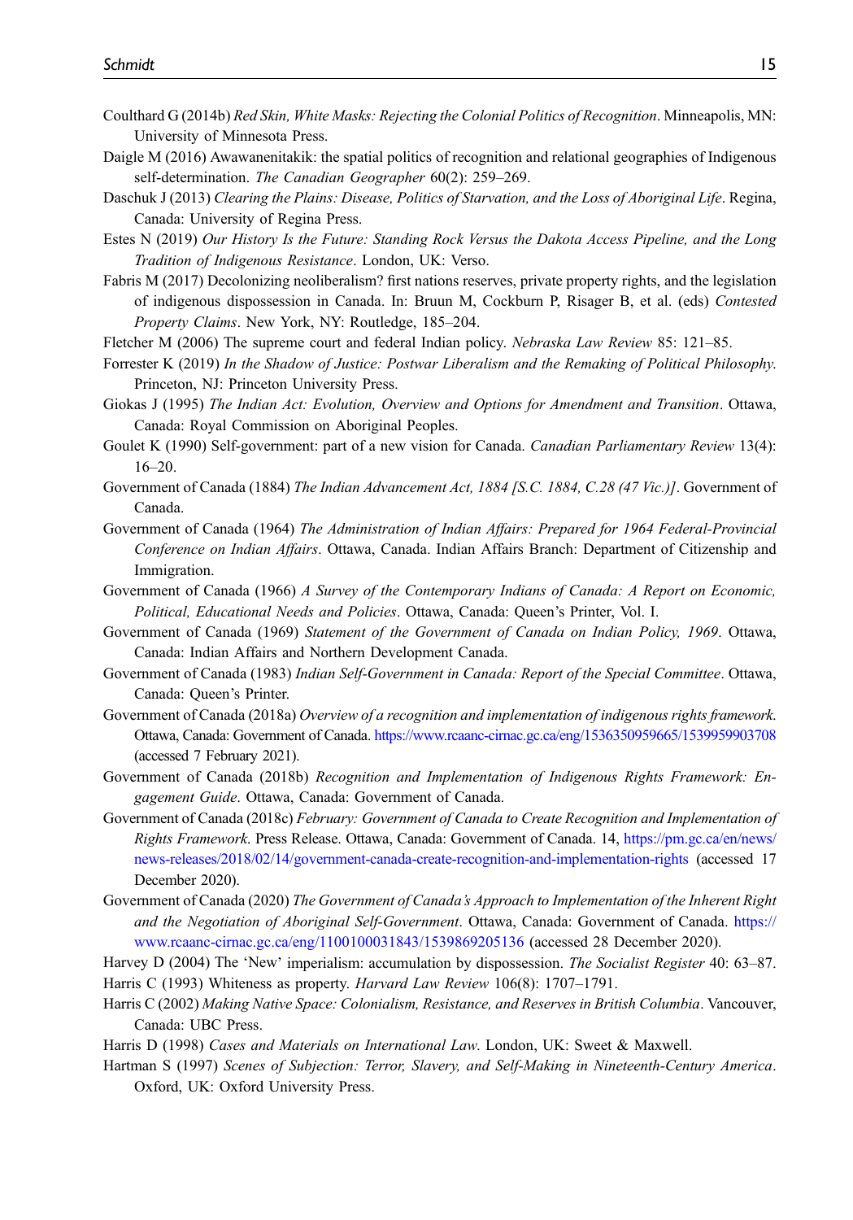Coulthard G (2014b) *Red Skin, White Masks: Rejecting the Colonial Politics of Recognition*. Minneapolis, MN: University of Minnesota Press.

Daigle M (2016) Awawanenitakik: the spatial politics of recognition and relational geographies of Indigenous self-determination. *The Canadian Geographer* 60(2): 259–269.

Daschuk J (2013) *Clearing the Plains: Disease, Politics of Starvation, and the Loss of Aboriginal Life*. Regina, Canada: University of Regina Press.

Estes N (2019) *Our History Is the Future: Standing Rock Versus the Dakota Access Pipeline, and the Long Tradition of Indigenous Resistance*. London, UK: Verso.

Fabris M (2017) Decolonizing neoliberalism? first nations reserves, private property rights, and the legislation of indigenous dispossession in Canada. In: Bruun M, Cockburn P, Risager B, et al. (eds) *Contested Property Claims*. New York, NY: Routledge, 185–204.

Fletcher M (2006) The supreme court and federal Indian policy. *Nebraska Law Review* 85: 121–85.

Forrester K (2019) *In the Shadow of Justice: Postwar Liberalism and the Remaking of Political Philosophy*. Princeton, NJ: Princeton University Press.

Giokas J (1995) *The Indian Act: Evolution, Overview and Options for Amendment and Transition*. Ottawa, Canada: Royal Commission on Aboriginal Peoples.

Goulet K (1990) Self-government: part of a new vision for Canada. *Canadian Parliamentary Review* 13(4): 16–20.

Government of Canada (1884) *The Indian Advancement Act, 1884 [S.C. 1884, C.28 (47 Vic.)]*. Government of Canada.

Government of Canada (1964) *The Administration of Indian Affairs: Prepared for 1964 Federal-Provincial Conference on Indian Affairs*. Ottawa, Canada. Indian Affairs Branch: Department of Citizenship and Immigration.

Government of Canada (1966) *A Survey of the Contemporary Indians of Canada: A Report on Economic, Political, Educational Needs and Policies*. Ottawa, Canada: Queen's Printer, Vol. I.

Government of Canada (1969) *Statement of the Government of Canada on Indian Policy, 1969*. Ottawa, Canada: Indian Affairs and Northern Development Canada.

Government of Canada (1983) *Indian Self-Government in Canada: Report of the Special Committee*. Ottawa, Canada: Queen's Printer.

Government of Canada (2018a) *Overview of a recognition and implementation of indigenous rights framework*. Ottawa, Canada: Government of Canada. https://www.rcaanc-cirnac.gc.ca/eng/1536350959665/1539959903708 (accessed 7 February 2021).

Government of Canada (2018b) *Recognition and Implementation of Indigenous Rights Framework: Engagement Guide*. Ottawa, Canada: Government of Canada.

Government of Canada (2018c) *February: Government of Canada to Create Recognition and Implementation of Rights Framework*. Press Release. Ottawa, Canada: Government of Canada. 14, https://pm.gc.ca/en/news/news-releases/2018/02/14/government-canada-create-recognition-and-implementation-rights (accessed 17 December 2020).

Government of Canada (2020) *The Government of Canada's Approach to Implementation of the Inherent Right and the Negotiation of Aboriginal Self-Government*. Ottawa, Canada: Government of Canada. https://www.rcaanc-cirnac.gc.ca/eng/1100100031843/1539869205136 (accessed 28 December 2020).

Harvey D (2004) The 'New' imperialism: accumulation by dispossession. *The Socialist Register* 40: 63–87.

Harris C (1993) Whiteness as property. *Harvard Law Review* 106(8): 1707–1791.

Harris C (2002) *Making Native Space: Colonialism, Resistance, and Reserves in British Columbia*. Vancouver, Canada: UBC Press.

Harris D (1998) *Cases and Materials on International Law*. London, UK: Sweet & Maxwell.

Hartman S (1997) *Scenes of Subjection: Terror, Slavery, and Self-Making in Nineteenth-Century America*. Oxford, UK: Oxford University Press.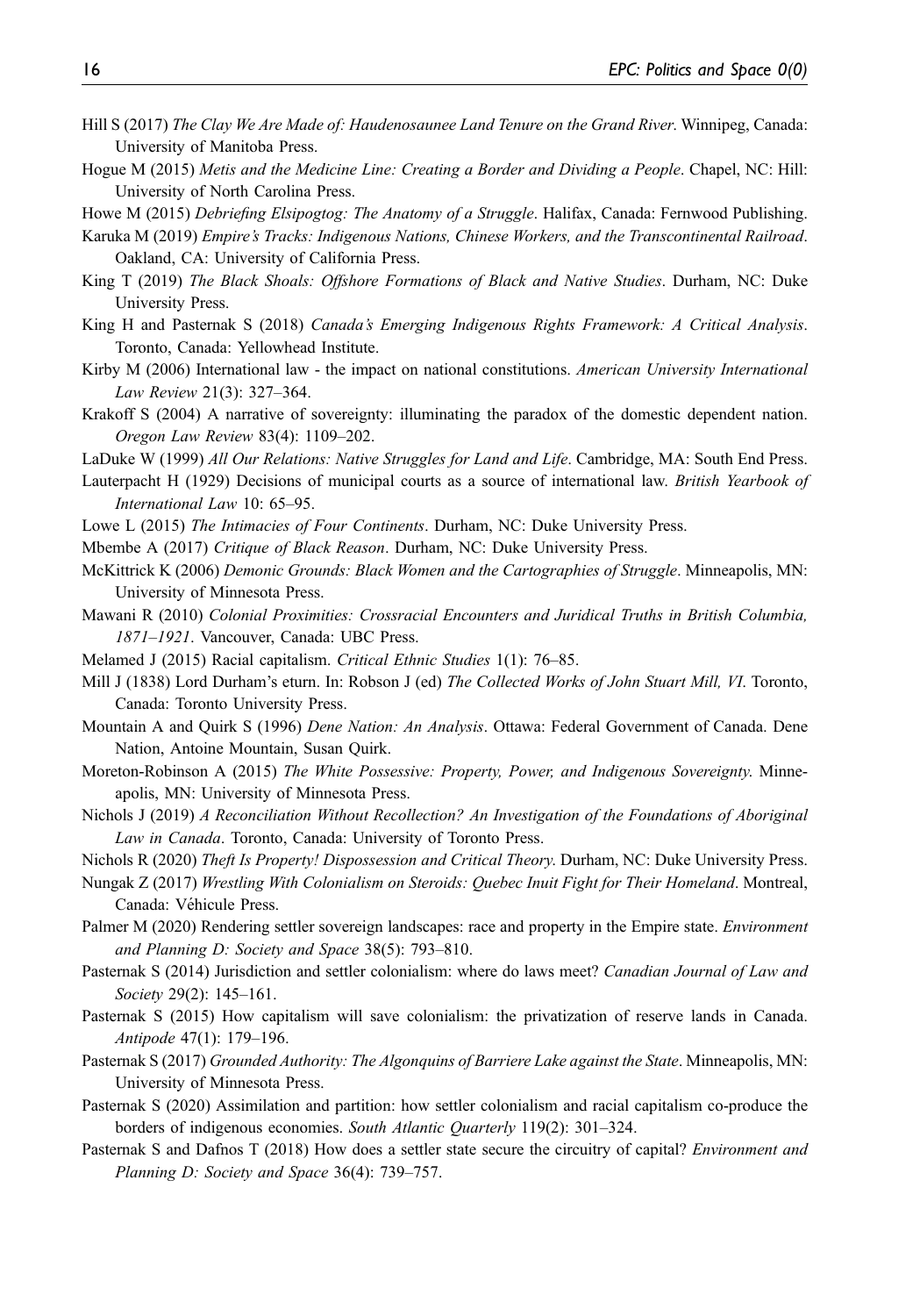Hill S (2017) *The Clay We Are Made of: Haudenosaunee Land Tenure on the Grand River*. Winnipeg, Canada: University of Manitoba Press.

Hogue M (2015) *Metis and the Medicine Line: Creating a Border and Dividing a People*. Chapel, NC: Hill: University of North Carolina Press.

Howe M (2015) *Debriefing Elsipogtog: The Anatomy of a Struggle*. Halifax, Canada: Fernwood Publishing.

Karuka M (2019) *Empire's Tracks: Indigenous Nations, Chinese Workers, and the Transcontinental Railroad*. Oakland, CA: University of California Press.

King T (2019) *The Black Shoals: Offshore Formations of Black and Native Studies*. Durham, NC: Duke University Press.

King H and Pasternak S (2018) *Canada's Emerging Indigenous Rights Framework: A Critical Analysis*. Toronto, Canada: Yellowhead Institute.

Kirby M (2006) International law - the impact on national constitutions. *American University International Law Review* 21(3): 327–364.

Krakoff S (2004) A narrative of sovereignty: illuminating the paradox of the domestic dependent nation. *Oregon Law Review* 83(4): 1109–202.

LaDuke W (1999) *All Our Relations: Native Struggles for Land and Life*. Cambridge, MA: South End Press.

Lauterpacht H (1929) Decisions of municipal courts as a source of international law. *British Yearbook of International Law* 10: 65–95.

Lowe L (2015) *The Intimacies of Four Continents*. Durham, NC: Duke University Press.

Mbembe A (2017) *Critique of Black Reason*. Durham, NC: Duke University Press.

McKittrick K (2006) *Demonic Grounds: Black Women and the Cartographies of Struggle*. Minneapolis, MN: University of Minnesota Press.

Mawani R (2010) *Colonial Proximities: Crossracial Encounters and Juridical Truths in British Columbia, 1871–1921*. Vancouver, Canada: UBC Press.

Melamed J (2015) Racial capitalism. *Critical Ethnic Studies* 1(1): 76–85.

Mill J (1838) Lord Durham's eturn. In: Robson J (ed) *The Collected Works of John Stuart Mill, VI*. Toronto, Canada: Toronto University Press.

Mountain A and Quirk S (1996) *Dene Nation: An Analysis*. Ottawa: Federal Government of Canada. Dene Nation, Antoine Mountain, Susan Quirk.

Moreton-Robinson A (2015) *The White Possessive: Property, Power, and Indigenous Sovereignty*. Minneapolis, MN: University of Minnesota Press.

Nichols J (2019) *A Reconciliation Without Recollection? An Investigation of the Foundations of Aboriginal Law in Canada*. Toronto, Canada: University of Toronto Press.

Nichols R (2020) *Theft Is Property! Dispossession and Critical Theory*. Durham, NC: Duke University Press.

Nungak Z (2017) *Wrestling With Colonialism on Steroids: Quebec Inuit Fight for Their Homeland*. Montreal, Canada: Véhicule Press.

Palmer M (2020) Rendering settler sovereign landscapes: race and property in the Empire state. *Environment and Planning D: Society and Space* 38(5): 793–810.

Pasternak S (2014) Jurisdiction and settler colonialism: where do laws meet? *Canadian Journal of Law and Society* 29(2): 145–161.

Pasternak S (2015) How capitalism will save colonialism: the privatization of reserve lands in Canada. *Antipode* 47(1): 179–196.

Pasternak S (2017) *Grounded Authority: The Algonquins of Barriere Lake against the State*. Minneapolis, MN: University of Minnesota Press.

Pasternak S (2020) Assimilation and partition: how settler colonialism and racial capitalism co-produce the borders of indigenous economies. *South Atlantic Quarterly* 119(2): 301–324.

Pasternak S and Dafnos T (2018) How does a settler state secure the circuitry of capital? *Environment and Planning D: Society and Space* 36(4): 739–757.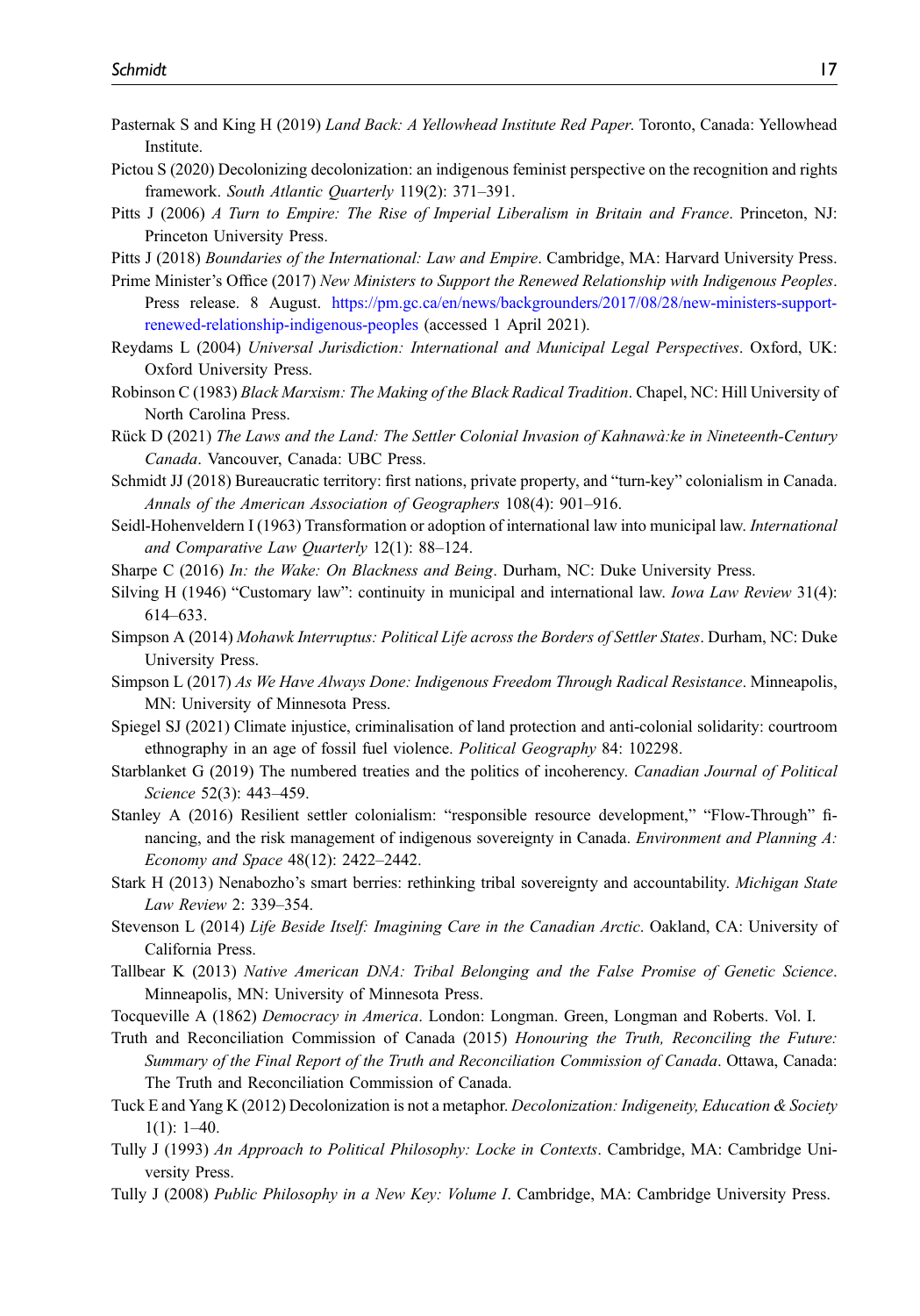Pasternak S and King H (2019) *Land Back: A Yellowhead Institute Red Paper*. Toronto, Canada: Yellowhead Institute.

Pictou S (2020) Decolonizing decolonization: an indigenous feminist perspective on the recognition and rights framework. *South Atlantic Quarterly* 119(2): 371–391.

Pitts J (2006) *A Turn to Empire: The Rise of Imperial Liberalism in Britain and France*. Princeton, NJ: Princeton University Press.

Pitts J (2018) *Boundaries of the International: Law and Empire*. Cambridge, MA: Harvard University Press.

Prime Minister's Office (2017) *New Ministers to Support the Renewed Relationship with Indigenous Peoples*. Press release. 8 August. https://pm.gc.ca/en/news/backgrounders/2017/08/28/new-ministers-support-renewed-relationship-indigenous-peoples (accessed 1 April 2021).

Reydams L (2004) *Universal Jurisdiction: International and Municipal Legal Perspectives*. Oxford, UK: Oxford University Press.

Robinson C (1983) *Black Marxism: The Making of the Black Radical Tradition*. Chapel, NC: Hill University of North Carolina Press.

Rück D (2021) *The Laws and the Land: The Settler Colonial Invasion of Kahnawà:ke in Nineteenth-Century Canada*. Vancouver, Canada: UBC Press.

Schmidt JJ (2018) Bureaucratic territory: first nations, private property, and "turn-key" colonialism in Canada. *Annals of the American Association of Geographers* 108(4): 901–916.

Seidl-Hohenveldern I (1963) Transformation or adoption of international law into municipal law. *International and Comparative Law Quarterly* 12(1): 88–124.

Sharpe C (2016) *In: the Wake: On Blackness and Being*. Durham, NC: Duke University Press.

Silving H (1946) "Customary law": continuity in municipal and international law. *Iowa Law Review* 31(4): 614–633.

Simpson A (2014) *Mohawk Interruptus: Political Life across the Borders of Settler States*. Durham, NC: Duke University Press.

Simpson L (2017) *As We Have Always Done: Indigenous Freedom Through Radical Resistance*. Minneapolis, MN: University of Minnesota Press.

Spiegel SJ (2021) Climate injustice, criminalisation of land protection and anti-colonial solidarity: courtroom ethnography in an age of fossil fuel violence. *Political Geography* 84: 102298.

Starblanket G (2019) The numbered treaties and the politics of incoherency. *Canadian Journal of Political Science* 52(3): 443–459.

Stanley A (2016) Resilient settler colonialism: "responsible resource development," "Flow-Through" financing, and the risk management of indigenous sovereignty in Canada. *Environment and Planning A: Economy and Space* 48(12): 2422–2442.

Stark H (2013) Nenabozho's smart berries: rethinking tribal sovereignty and accountability. *Michigan State Law Review* 2: 339–354.

Stevenson L (2014) *Life Beside Itself: Imagining Care in the Canadian Arctic*. Oakland, CA: University of California Press.

Tallbear K (2013) *Native American DNA: Tribal Belonging and the False Promise of Genetic Science*. Minneapolis, MN: University of Minnesota Press.

Tocqueville A (1862) *Democracy in America*. London: Longman. Green, Longman and Roberts. Vol. I.

Truth and Reconciliation Commission of Canada (2015) *Honouring the Truth, Reconciling the Future: Summary of the Final Report of the Truth and Reconciliation Commission of Canada*. Ottawa, Canada: The Truth and Reconciliation Commission of Canada.

Tuck E and Yang K (2012) Decolonization is not a metaphor. *Decolonization: Indigeneity, Education & Society* 1(1): 1–40.

Tully J (1993) *An Approach to Political Philosophy: Locke in Contexts*. Cambridge, MA: Cambridge University Press.

Tully J (2008) *Public Philosophy in a New Key: Volume I*. Cambridge, MA: Cambridge University Press.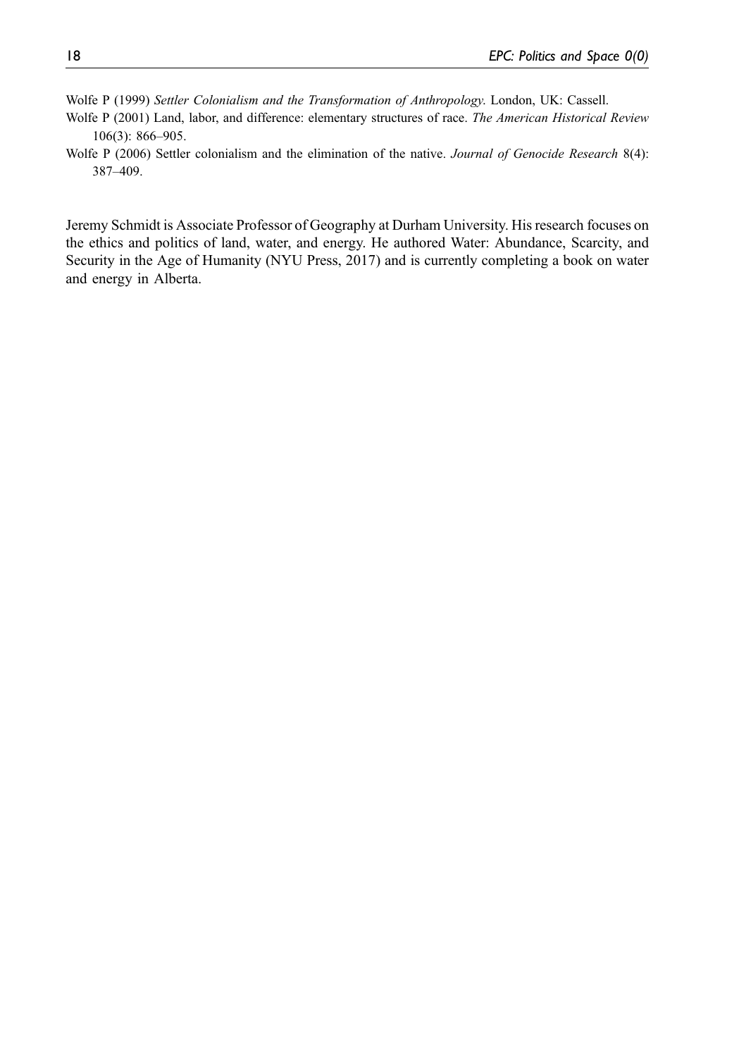Wolfe P (1999) *Settler Colonialism and the Transformation of Anthropology*. London, UK: Cassell.

Wolfe P (2001) Land, labor, and difference: elementary structures of race. *The American Historical Review* 106(3): 866–905.

Wolfe P (2006) Settler colonialism and the elimination of the native. *Journal of Genocide Research* 8(4): 387–409.

Jeremy Schmidt is Associate Professor of Geography at Durham University. His research focuses on the ethics and politics of land, water, and energy. He authored Water: Abundance, Scarcity, and Security in the Age of Humanity (NYU Press, 2017) and is currently completing a book on water and energy in Alberta.